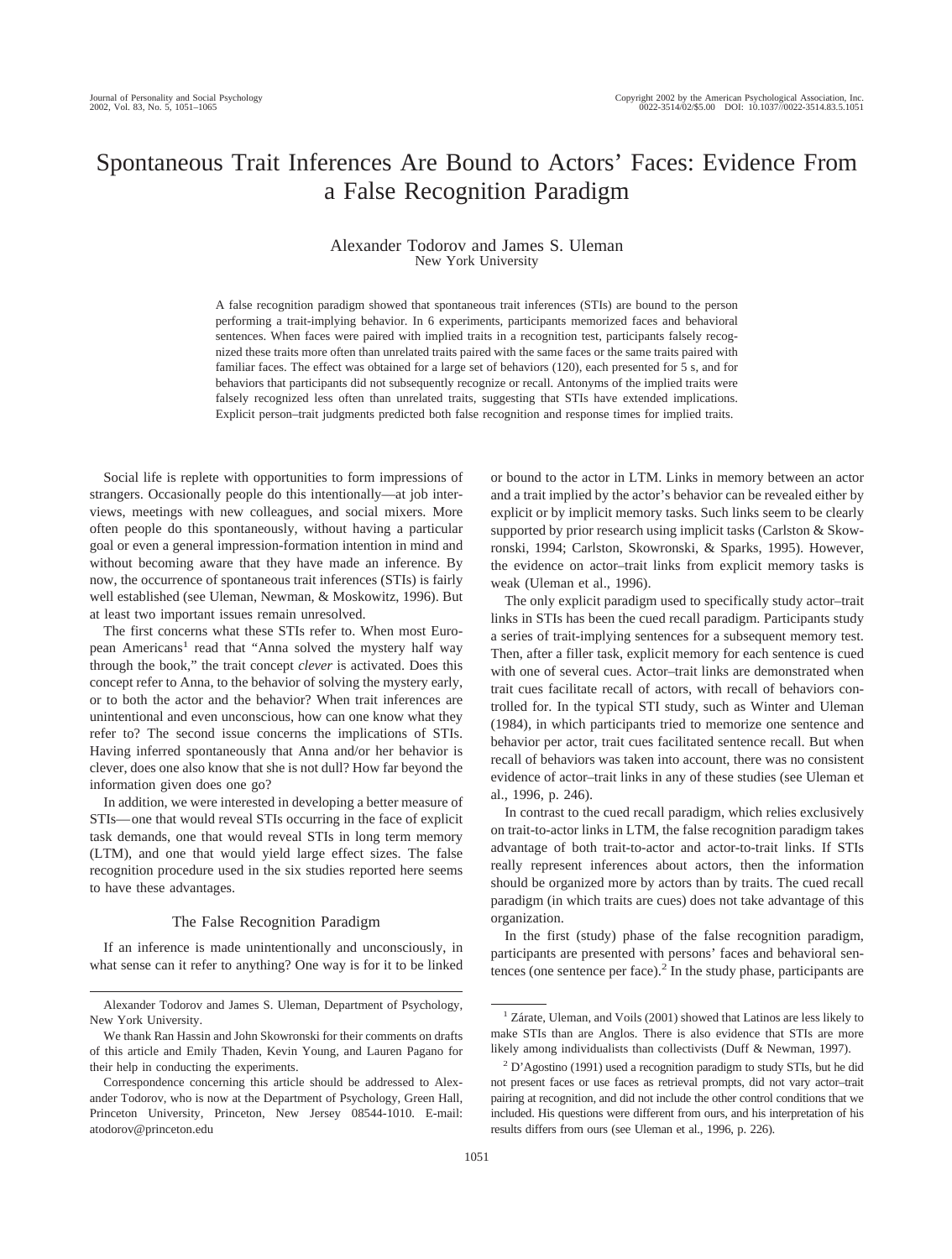# Spontaneous Trait Inferences Are Bound to Actors' Faces: Evidence From a False Recognition Paradigm

Alexander Todorov and James S. Uleman
New York University

A false recognition paradigm showed that spontaneous trait inferences (STIs) are bound to the person performing a trait-implying behavior. In 6 experiments, participants memorized faces and behavioral sentences. When faces were paired with implied traits in a recognition test, participants falsely recognized these traits more often than unrelated traits paired with the same faces or the same traits paired with familiar faces. The effect was obtained for a large set of behaviors (120), each presented for 5 s, and for behaviors that participants did not subsequently recognize or recall. Antonyms of the implied traits were falsely recognized less often than unrelated traits, suggesting that STIs have extended implications. Explicit person–trait judgments predicted both false recognition and response times for implied traits.

Social life is replete with opportunities to form impressions of strangers. Occasionally people do this intentionally—at job interviews, meetings with new colleagues, and social mixers. More often people do this spontaneously, without having a particular goal or even a general impression-formation intention in mind and without becoming aware that they have made an inference. By now, the occurrence of spontaneous trait inferences (STIs) is fairly well established (see Uleman, Newman, & Moskowitz, 1996). But at least two important issues remain unresolved.

The first concerns what these STIs refer to. When most European Americans[1] read that "Anna solved the mystery half way through the book," the trait concept *clever* is activated. Does this concept refer to Anna, to the behavior of solving the mystery early, or to both the actor and the behavior? When trait inferences are unintentional and even unconscious, how can one know what they refer to? The second issue concerns the implications of STIs. Having inferred spontaneously that Anna and/or her behavior is clever, does one also know that she is not dull? How far beyond the information given does one go?

In addition, we were interested in developing a better measure of STIs—one that would reveal STIs occurring in the face of explicit task demands, one that would reveal STIs in long term memory (LTM), and one that would yield large effect sizes. The false recognition procedure used in the six studies reported here seems to have these advantages.

## The False Recognition Paradigm

If an inference is made unintentionally and unconsciously, in what sense can it refer to anything? One way is for it to be linked or bound to the actor in LTM. Links in memory between an actor and a trait implied by the actor's behavior can be revealed either by explicit or by implicit memory tasks. Such links seem to be clearly supported by prior research using implicit tasks (Carlston & Skowronski, 1994; Carlston, Skowronski, & Sparks, 1995). However, the evidence on actor–trait links from explicit memory tasks is weak (Uleman et al., 1996).

The only explicit paradigm used to specifically study actor–trait links in STIs has been the cued recall paradigm. Participants study a series of trait-implying sentences for a subsequent memory test. Then, after a filler task, explicit memory for each sentence is cued with one of several cues. Actor–trait links are demonstrated when trait cues facilitate recall of actors, with recall of behaviors controlled for. In the typical STI study, such as Winter and Uleman (1984), in which participants tried to memorize one sentence and behavior per actor, trait cues facilitated sentence recall. But when recall of behaviors was taken into account, there was no consistent evidence of actor–trait links in any of these studies (see Uleman et al., 1996, p. 246).

In contrast to the cued recall paradigm, which relies exclusively on trait-to-actor links in LTM, the false recognition paradigm takes advantage of both trait-to-actor and actor-to-trait links. If STIs really represent inferences about actors, then the information should be organized more by actors than by traits. The cued recall paradigm (in which traits are cues) does not take advantage of this organization.

In the first (study) phase of the false recognition paradigm, participants are presented with persons' faces and behavioral sentences (one sentence per face).[2] In the study phase, participants are

Alexander Todorov and James S. Uleman, Department of Psychology, New York University.

We thank Ran Hassin and John Skowronski for their comments on drafts of this article and Emily Thaden, Kevin Young, and Lauren Pagano for their help in conducting the experiments.

Correspondence concerning this article should be addressed to Alexander Todorov, who is now at the Department of Psychology, Green Hall, Princeton University, Princeton, New Jersey 08544-1010. E-mail: atodorov@princeton.edu

[1] Zárate, Uleman, and Voils (2001) showed that Latinos are less likely to make STIs than are Anglos. There is also evidence that STIs are more likely among individualists than collectivists (Duff & Newman, 1997).

[2] D'Agostino (1991) used a recognition paradigm to study STIs, but he did not present faces or use faces as retrieval prompts, did not vary actor–trait pairing at recognition, and did not include the other control conditions that we included. His questions were different from ours, and his interpretation of his results differs from ours (see Uleman et al., 1996, p. 226).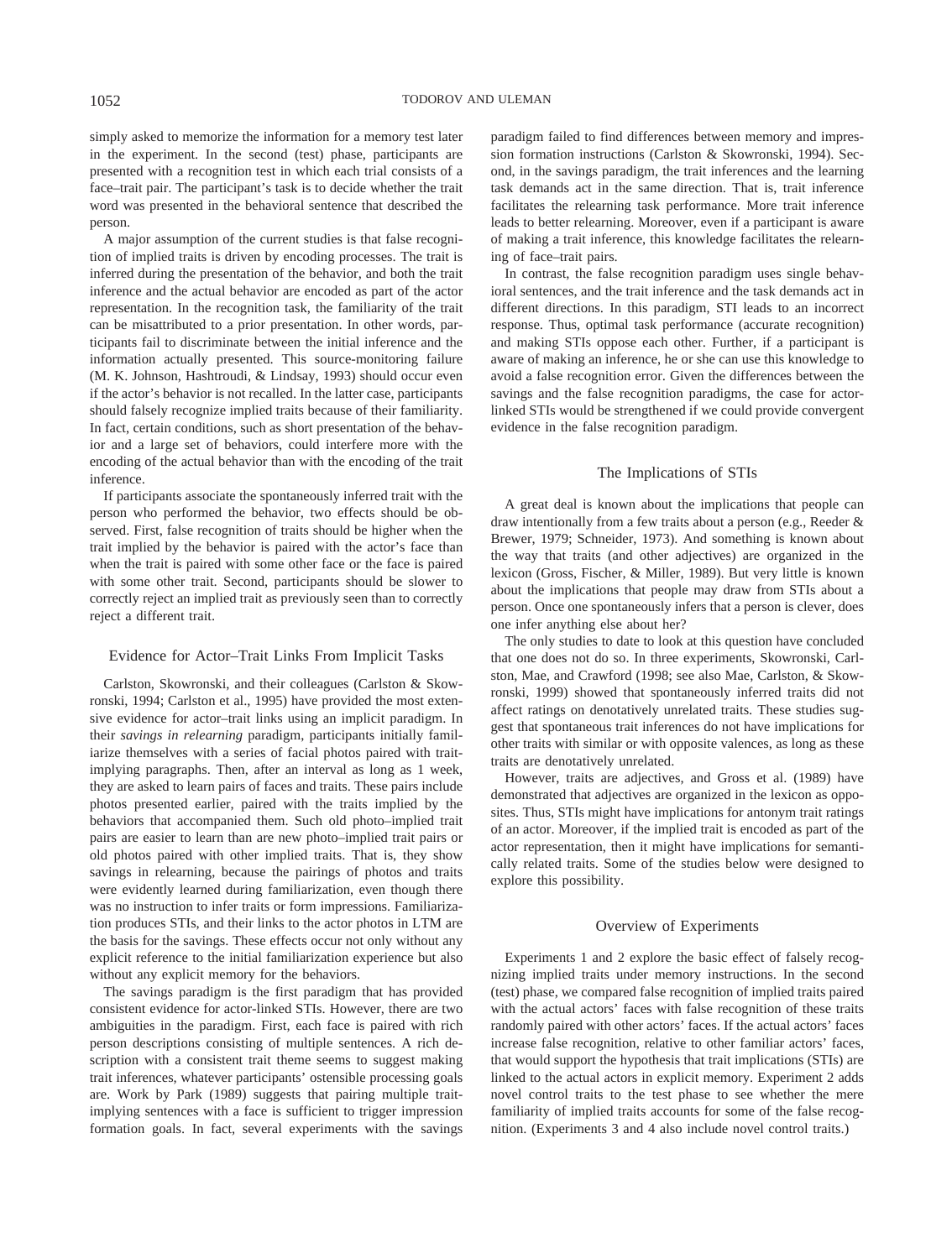simply asked to memorize the information for a memory test later in the experiment. In the second (test) phase, participants are presented with a recognition test in which each trial consists of a face–trait pair. The participant's task is to decide whether the trait word was presented in the behavioral sentence that described the person.

A major assumption of the current studies is that false recognition of implied traits is driven by encoding processes. The trait is inferred during the presentation of the behavior, and both the trait inference and the actual behavior are encoded as part of the actor representation. In the recognition task, the familiarity of the trait can be misattributed to a prior presentation. In other words, participants fail to discriminate between the initial inference and the information actually presented. This source-monitoring failure (M. K. Johnson, Hashtroudi, & Lindsay, 1993) should occur even if the actor's behavior is not recalled. In the latter case, participants should falsely recognize implied traits because of their familiarity. In fact, certain conditions, such as short presentation of the behavior and a large set of behaviors, could interfere more with the encoding of the actual behavior than with the encoding of the trait inference.

If participants associate the spontaneously inferred trait with the person who performed the behavior, two effects should be observed. First, false recognition of traits should be higher when the trait implied by the behavior is paired with the actor's face than when the trait is paired with some other face or the face is paired with some other trait. Second, participants should be slower to correctly reject an implied trait as previously seen than to correctly reject a different trait.

## Evidence for Actor–Trait Links From Implicit Tasks

Carlston, Skowronski, and their colleagues (Carlston & Skowronski, 1994; Carlston et al., 1995) have provided the most extensive evidence for actor–trait links using an implicit paradigm. In their *savings in relearning* paradigm, participants initially familiarize themselves with a series of facial photos paired with trait-implying paragraphs. Then, after an interval as long as 1 week, they are asked to learn pairs of faces and traits. These pairs include photos presented earlier, paired with the traits implied by the behaviors that accompanied them. Such old photo–implied trait pairs are easier to learn than are new photo–implied trait pairs or old photos paired with other implied traits. That is, they show savings in relearning, because the pairings of photos and traits were evidently learned during familiarization, even though there was no instruction to infer traits or form impressions. Familiarization produces STIs, and their links to the actor photos in LTM are the basis for the savings. These effects occur not only without any explicit reference to the initial familiarization experience but also without any explicit memory for the behaviors.

The savings paradigm is the first paradigm that has provided consistent evidence for actor-linked STIs. However, there are two ambiguities in the paradigm. First, each face is paired with rich person descriptions consisting of multiple sentences. A rich description with a consistent trait theme seems to suggest making trait inferences, whatever participants' ostensible processing goals are. Work by Park (1989) suggests that pairing multiple trait-implying sentences with a face is sufficient to trigger impression formation goals. In fact, several experiments with the savings paradigm failed to find differences between memory and impression formation instructions (Carlston & Skowronski, 1994). Second, in the savings paradigm, the trait inferences and the learning task demands act in the same direction. That is, trait inference facilitates the relearning task performance. More trait inference leads to better relearning. Moreover, even if a participant is aware of making a trait inference, this knowledge facilitates the relearning of face–trait pairs.

In contrast, the false recognition paradigm uses single behavioral sentences, and the trait inference and the task demands act in different directions. In this paradigm, STI leads to an incorrect response. Thus, optimal task performance (accurate recognition) and making STIs oppose each other. Further, if a participant is aware of making an inference, he or she can use this knowledge to avoid a false recognition error. Given the differences between the savings and the false recognition paradigms, the case for actor-linked STIs would be strengthened if we could provide convergent evidence in the false recognition paradigm.

## The Implications of STIs

A great deal is known about the implications that people can draw intentionally from a few traits about a person (e.g., Reeder & Brewer, 1979; Schneider, 1973). And something is known about the way that traits (and other adjectives) are organized in the lexicon (Gross, Fischer, & Miller, 1989). But very little is known about the implications that people may draw from STIs about a person. Once one spontaneously infers that a person is clever, does one infer anything else about her?

The only studies to date to look at this question have concluded that one does not do so. In three experiments, Skowronski, Carlston, Mae, and Crawford (1998; see also Mae, Carlston, & Skowronski, 1999) showed that spontaneously inferred traits did not affect ratings on denotatively unrelated traits. These studies suggest that spontaneous trait inferences do not have implications for other traits with similar or with opposite valences, as long as these traits are denotatively unrelated.

However, traits are adjectives, and Gross et al. (1989) have demonstrated that adjectives are organized in the lexicon as opposites. Thus, STIs might have implications for antonym trait ratings of an actor. Moreover, if the implied trait is encoded as part of the actor representation, then it might have implications for semantically related traits. Some of the studies below were designed to explore this possibility.

## Overview of Experiments

Experiments 1 and 2 explore the basic effect of falsely recognizing implied traits under memory instructions. In the second (test) phase, we compared false recognition of implied traits paired with the actual actors' faces with false recognition of these traits randomly paired with other actors' faces. If the actual actors' faces increase false recognition, relative to other familiar actors' faces, that would support the hypothesis that trait implications (STIs) are linked to the actual actors in explicit memory. Experiment 2 adds novel control traits to the test phase to see whether the mere familiarity of implied traits accounts for some of the false recognition. (Experiments 3 and 4 also include novel control traits.)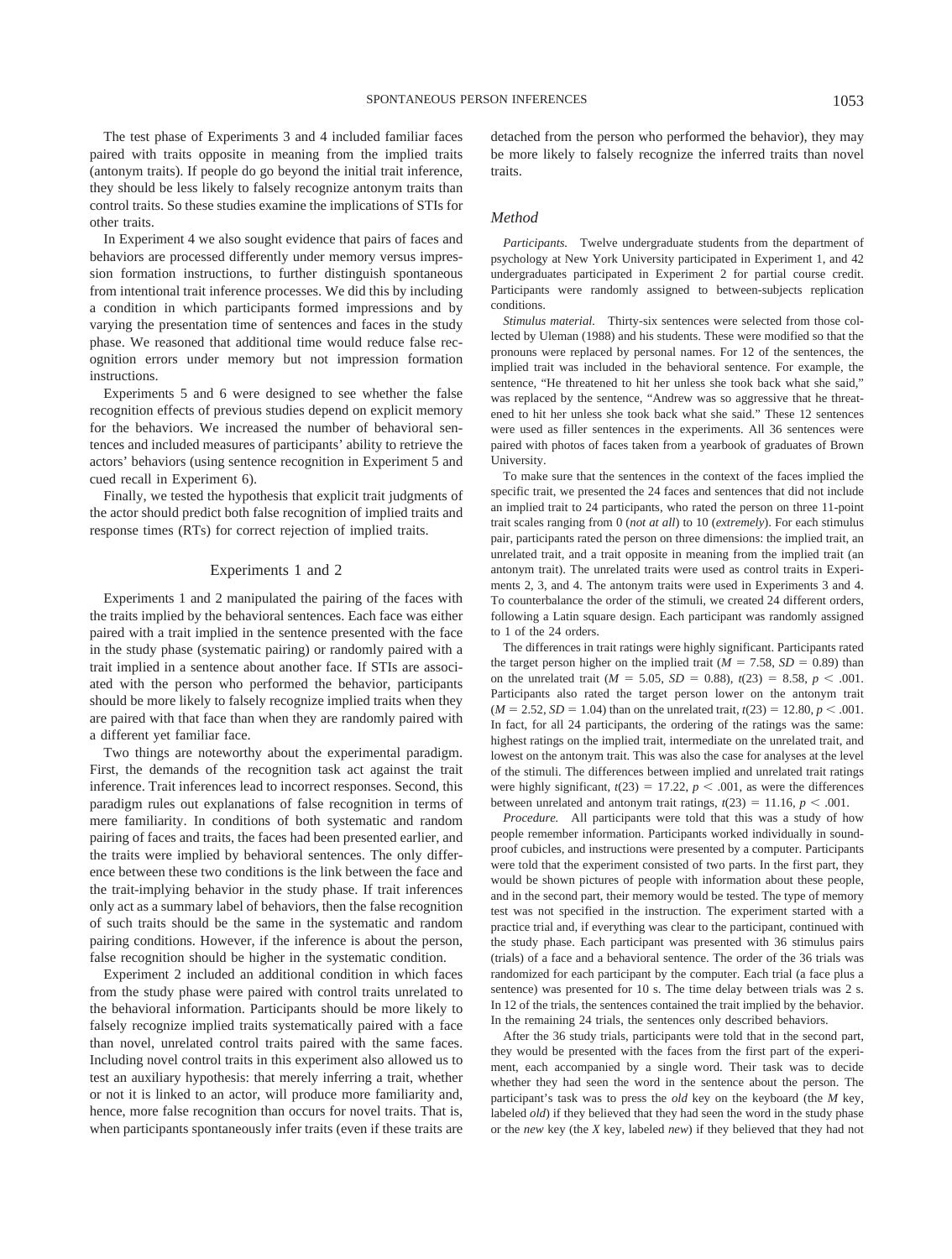The test phase of Experiments 3 and 4 included familiar faces paired with traits opposite in meaning from the implied traits (antonym traits). If people do go beyond the initial trait inference, they should be less likely to falsely recognize antonym traits than control traits. So these studies examine the implications of STIs for other traits.

In Experiment 4 we also sought evidence that pairs of faces and behaviors are processed differently under memory versus impression formation instructions, to further distinguish spontaneous from intentional trait inference processes. We did this by including a condition in which participants formed impressions and by varying the presentation time of sentences and faces in the study phase. We reasoned that additional time would reduce false recognition errors under memory but not impression formation instructions.

Experiments 5 and 6 were designed to see whether the false recognition effects of previous studies depend on explicit memory for the behaviors. We increased the number of behavioral sentences and included measures of participants' ability to retrieve the actors' behaviors (using sentence recognition in Experiment 5 and cued recall in Experiment 6).

Finally, we tested the hypothesis that explicit trait judgments of the actor should predict both false recognition of implied traits and response times (RTs) for correct rejection of implied traits.

## Experiments 1 and 2

Experiments 1 and 2 manipulated the pairing of the faces with the traits implied by the behavioral sentences. Each face was either paired with a trait implied in the sentence presented with the face in the study phase (systematic pairing) or randomly paired with a trait implied in a sentence about another face. If STIs are associated with the person who performed the behavior, participants should be more likely to falsely recognize implied traits when they are paired with that face than when they are randomly paired with a different yet familiar face.

Two things are noteworthy about the experimental paradigm. First, the demands of the recognition task act against the trait inference. Trait inferences lead to incorrect responses. Second, this paradigm rules out explanations of false recognition in terms of mere familiarity. In conditions of both systematic and random pairing of faces and traits, the faces had been presented earlier, and the traits were implied by behavioral sentences. The only difference between these two conditions is the link between the face and the trait-implying behavior in the study phase. If trait inferences only act as a summary label of behaviors, then the false recognition of such traits should be the same in the systematic and random pairing conditions. However, if the inference is about the person, false recognition should be higher in the systematic condition.

Experiment 2 included an additional condition in which faces from the study phase were paired with control traits unrelated to the behavioral information. Participants should be more likely to falsely recognize implied traits systematically paired with a face than novel, unrelated control traits paired with the same faces. Including novel control traits in this experiment also allowed us to test an auxiliary hypothesis: that merely inferring a trait, whether or not it is linked to an actor, will produce more familiarity and, hence, more false recognition than occurs for novel traits. That is, when participants spontaneously infer traits (even if these traits are detached from the person who performed the behavior), they may be more likely to falsely recognize the inferred traits than novel traits.

### Method

*Participants.* Twelve undergraduate students from the department of psychology at New York University participated in Experiment 1, and 42 undergraduates participated in Experiment 2 for partial course credit. Participants were randomly assigned to between-subjects replication conditions.

*Stimulus material.* Thirty-six sentences were selected from those collected by Uleman (1988) and his students. These were modified so that the pronouns were replaced by personal names. For 12 of the sentences, the implied trait was included in the behavioral sentence. For example, the sentence, "He threatened to hit her unless she took back what she said," was replaced by the sentence, "Andrew was so aggressive that he threatened to hit her unless she took back what she said." These 12 sentences were used as filler sentences in the experiments. All 36 sentences were paired with photos of faces taken from a yearbook of graduates of Brown University.

To make sure that the sentences in the context of the faces implied the specific trait, we presented the 24 faces and sentences that did not include an implied trait to 24 participants, who rated the person on three 11-point trait scales ranging from 0 (*not at all*) to 10 (*extremely*). For each stimulus pair, participants rated the person on three dimensions: the implied trait, an unrelated trait, and a trait opposite in meaning from the implied trait (an antonym trait). The unrelated traits were used as control traits in Experiments 2, 3, and 4. The antonym traits were used in Experiments 3 and 4. To counterbalance the order of the stimuli, we created 24 different orders, following a Latin square design. Each participant was randomly assigned to 1 of the 24 orders.

The differences in trait ratings were highly significant. Participants rated the target person higher on the implied trait ($M = 7.58$, $SD = 0.89$) than on the unrelated trait ($M = 5.05$, $SD = 0.88$), $t(23) = 8.58$, $p < .001$. Participants also rated the target person lower on the antonym trait ($M = 2.52$, $SD = 1.04$) than on the unrelated trait, $t(23) = 12.80$, $p < .001$. In fact, for all 24 participants, the ordering of the ratings was the same: highest ratings on the implied trait, intermediate on the unrelated trait, and lowest on the antonym trait. This was also the case for analyses at the level of the stimuli. The differences between implied and unrelated trait ratings were highly significant, $t(23) = 17.22$, $p < .001$, as were the differences between unrelated and antonym trait ratings, $t(23) = 11.16$, $p < .001$.

*Procedure.* All participants were told that this was a study of how people remember information. Participants worked individually in soundproof cubicles, and instructions were presented by a computer. Participants were told that the experiment consisted of two parts. In the first part, they would be shown pictures of people with information about these people, and in the second part, their memory would be tested. The type of memory test was not specified in the instruction. The experiment started with a practice trial and, if everything was clear to the participant, continued with the study phase. Each participant was presented with 36 stimulus pairs (trials) of a face and a behavioral sentence. The order of the 36 trials was randomized for each participant by the computer. Each trial (a face plus a sentence) was presented for 10 s. The time delay between trials was 2 s. In 12 of the trials, the sentences contained the trait implied by the behavior. In the remaining 24 trials, the sentences only described behaviors.

After the 36 study trials, participants were told that in the second part, they would be presented with the faces from the first part of the experiment, each accompanied by a single word. Their task was to decide whether they had seen the word in the sentence about the person. The participant's task was to press the *old* key on the keyboard (the *M* key, labeled *old*) if they believed that they had seen the word in the study phase or the *new* key (the *X* key, labeled *new*) if they believed that they had not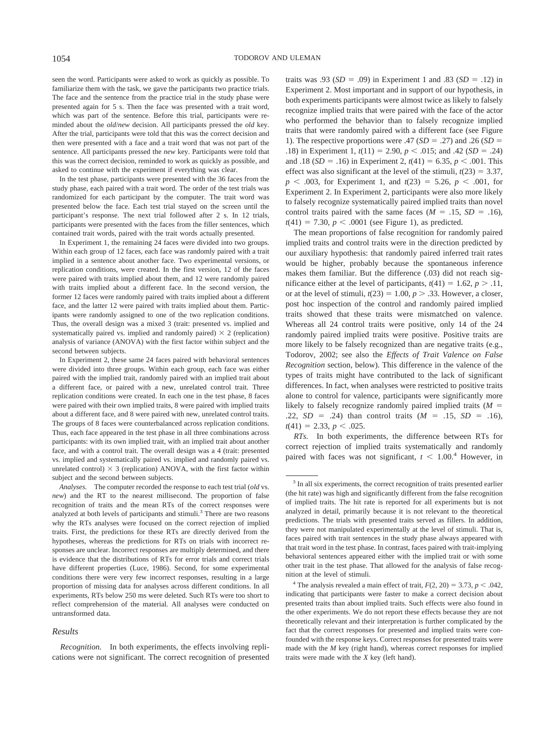seen the word. Participants were asked to work as quickly as possible. To familiarize them with the task, we gave the participants two practice trials. The face and the sentence from the practice trial in the study phase were presented again for 5 s. Then the face was presented with a trait word, which was part of the sentence. Before this trial, participants were reminded about the *old*/*new* decision. All participants pressed the *old* key. After the trial, participants were told that this was the correct decision and then were presented with a face and a trait word that was not part of the sentence. All participants pressed the *new* key. Participants were told that this was the correct decision, reminded to work as quickly as possible, and asked to continue with the experiment if everything was clear.

In the test phase, participants were presented with the 36 faces from the study phase, each paired with a trait word. The order of the test trials was randomized for each participant by the computer. The trait word was presented below the face. Each test trial stayed on the screen until the participant's response. The next trial followed after 2 s. In 12 trials, participants were presented with the faces from the filler sentences, which contained trait words, paired with the trait words actually presented.

In Experiment 1, the remaining 24 faces were divided into two groups. Within each group of 12 faces, each face was randomly paired with a trait implied in a sentence about another face. Two experimental versions, or replication conditions, were created. In the first version, 12 of the faces were paired with traits implied about them, and 12 were randomly paired with traits implied about a different face. In the second version, the former 12 faces were randomly paired with traits implied about a different face, and the latter 12 were paired with traits implied about them. Participants were randomly assigned to one of the two replication conditions. Thus, the overall design was a mixed 3 (trait: presented vs. implied and systematically paired vs. implied and randomly paired) × 2 (replication) analysis of variance (ANOVA) with the first factor within subject and the second between subjects.

In Experiment 2, these same 24 faces paired with behavioral sentences were divided into three groups. Within each group, each face was either paired with the implied trait, randomly paired with an implied trait about a different face, or paired with a new, unrelated control trait. Three replication conditions were created. In each one in the test phase, 8 faces were paired with their own implied traits, 8 were paired with implied traits about a different face, and 8 were paired with new, unrelated control traits. The groups of 8 faces were counterbalanced across replication conditions. Thus, each face appeared in the test phase in all three combinations across participants: with its own implied trait, with an implied trait about another face, and with a control trait. The overall design was a 4 (trait: presented vs. implied and systematically paired vs. implied and randomly paired vs. unrelated control) × 3 (replication) ANOVA, with the first factor within subject and the second between subjects.

*Analyses.* The computer recorded the response to each test trial (*old* vs. *new*) and the RT to the nearest millisecond. The proportion of false recognition of traits and the mean RTs of the correct responses were analyzed at both levels of participants and stimuli.[3] There are two reasons why the RTs analyses were focused on the correct rejection of implied traits. First, the predictions for these RTs are directly derived from the hypotheses, whereas the predictions for RTs on trials with incorrect responses are unclear. Incorrect responses are multiply determined, and there is evidence that the distributions of RTs for error trials and correct trials have different properties (Luce, 1986). Second, for some experimental conditions there were very few incorrect responses, resulting in a large proportion of missing data for analyses across different conditions. In all experiments, RTs below 250 ms were deleted. Such RTs were too short to reflect comprehension of the material. All analyses were conducted on untransformed data.

### Results

*Recognition.* In both experiments, the effects involving replications were not significant. The correct recognition of presented traits was .93 ($SD$ = .09) in Experiment 1 and .83 ($SD$ = .12) in Experiment 2. Most important and in support of our hypothesis, in both experiments participants were almost twice as likely to falsely recognize implied traits that were paired with the face of the actor who performed the behavior than to falsely recognize implied traits that were randomly paired with a different face (see Figure 1). The respective proportions were .47 ($SD$ = .27) and .26 ($SD$ = .18) in Experiment 1, $t(11) = 2.90$, $p < .015$; and .42 ($SD$ = .24) and .18 ($SD$ = .16) in Experiment 2, $t(41) = 6.35$, $p < .001$. This effect was also significant at the level of the stimuli, $t(23) = 3.37$, $p < .003$, for Experiment 1, and $t(23) = 5.26$, $p < .001$, for Experiment 2. In Experiment 2, participants were also more likely to falsely recognize systematically paired implied traits than novel control traits paired with the same faces ($M$ = .15, $SD$ = .16), $t(41) = 7.30$, $p < .0001$ (see Figure 1), as predicted.

The mean proportions of false recognition for randomly paired implied traits and control traits were in the direction predicted by our auxiliary hypothesis: that randomly paired inferred trait rates would be higher, probably because the spontaneous inference makes them familiar. But the difference (.03) did not reach significance either at the level of participants, $t(41) = 1.62$, $p > .11$, or at the level of stimuli, $t(23) = 1.00$, $p > .33$. However, a closer, post hoc inspection of the control and randomly paired implied traits showed that these traits were mismatched on valence. Whereas all 24 control traits were positive, only 14 of the 24 randomly paired implied traits were positive. Positive traits are more likely to be falsely recognized than are negative traits (e.g., Todorov, 2002; see also the *Effects of Trait Valence on False Recognition* section, below). This difference in the valence of the types of traits might have contributed to the lack of significant differences. In fact, when analyses were restricted to positive traits alone to control for valence, participants were significantly more likely to falsely recognize randomly paired implied traits ($M$ = .22, $SD$ = .24) than control traits ($M$ = .15, $SD$ = .16), $t(41) = 2.33$, $p < .025$.

*RTs.* In both experiments, the difference between RTs for correct rejection of implied traits systematically and randomly paired with faces was not significant, $t < 1.00$.[4] However, in

---

[3] In all six experiments, the correct recognition of traits presented earlier (the hit rate) was high and significantly different from the false recognition of implied traits. The hit rate is reported for all experiments but is not analyzed in detail, primarily because it is not relevant to the theoretical predictions. The trials with presented traits served as fillers. In addition, they were not manipulated experimentally at the level of stimuli. That is, faces paired with trait sentences in the study phase always appeared with that trait word in the test phase. In contrast, faces paired with trait-implying behavioral sentences appeared either with the implied trait or with some other trait in the test phase. That allowed for the analysis of false recognition at the level of stimuli.

[4] The analysis revealed a main effect of trait, $F(2, 20) = 3.73$, $p < .042$, indicating that participants were faster to make a correct decision about presented traits than about implied traits. Such effects were also found in the other experiments. We do not report these effects because they are not theoretically relevant and their interpretation is further complicated by the fact that the correct responses for presented and implied traits were confounded with the response keys. Correct responses for presented traits were made with the *M* key (right hand), whereas correct responses for implied traits were made with the *X* key (left hand).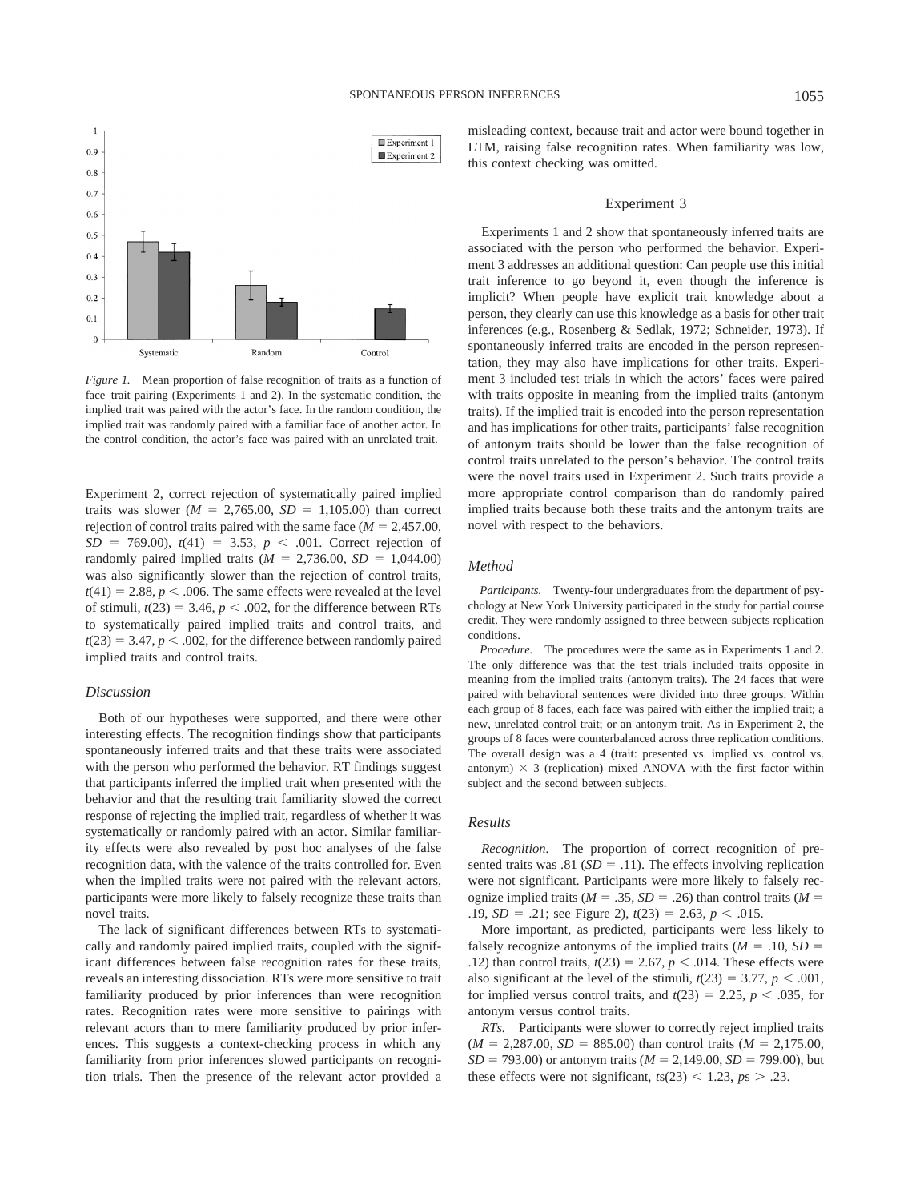1

0.9

0.8

0.7

0.6

0.5

0.4

0.3

0.2

0.1

0

Experiment 1

Experiment 2

Systematic

Random

Control

*Figure 1.* Mean proportion of false recognition of traits as a function of face–trait pairing (Experiments 1 and 2). In the systematic condition, the implied trait was paired with the actor's face. In the random condition, the implied trait was randomly paired with a familiar face of another actor. In the control condition, the actor's face was paired with an unrelated trait.

Experiment 2, correct rejection of systematically paired implied traits was slower ($M$ = 2,765.00, $SD$ = 1,105.00) than correct rejection of control traits paired with the same face ($M$ = 2,457.00, $SD$ = 769.00), $t(41) = 3.53$, $p < .001$. Correct rejection of randomly paired implied traits ($M$ = 2,736.00, $SD$ = 1,044.00) was also significantly slower than the rejection of control traits, $t(41) = 2.88$, $p < .006$. The same effects were revealed at the level of stimuli, $t(23) = 3.46$, $p < .002$, for the difference between RTs to systematically paired implied traits and control traits, and $t(23) = 3.47$, $p < .002$, for the difference between randomly paired implied traits and control traits.

### Discussion

Both of our hypotheses were supported, and there were other interesting effects. The recognition findings show that participants spontaneously inferred traits and that these traits were associated with the person who performed the behavior. RT findings suggest that participants inferred the implied trait when presented with the behavior and that the resulting trait familiarity slowed the correct response of rejecting the implied trait, regardless of whether it was systematically or randomly paired with an actor. Similar familiarity effects were also revealed by post hoc analyses of the false recognition data, with the valence of the traits controlled for. Even when the implied traits were not paired with the relevant actors, participants were more likely to falsely recognize these traits than novel traits.

The lack of significant differences between RTs to systematically and randomly paired implied traits, coupled with the significant differences between false recognition rates for these traits, reveals an interesting dissociation. RTs were more sensitive to trait familiarity produced by prior inferences than were recognition rates. Recognition rates were more sensitive to pairings with relevant actors than to mere familiarity produced by prior inferences. This suggests a context-checking process in which any familiarity from prior inferences slowed participants on recognition trials. Then the presence of the relevant actor provided a misleading context, because trait and actor were bound together in LTM, raising false recognition rates. When familiarity was low, this context checking was omitted.

## Experiment 3

Experiments 1 and 2 show that spontaneously inferred traits are associated with the person who performed the behavior. Experiment 3 addresses an additional question: Can people use this initial trait inference to go beyond it, even though the inference is implicit? When people have explicit trait knowledge about a person, they clearly can use this knowledge as a basis for other trait inferences (e.g., Rosenberg & Sedlak, 1972; Schneider, 1973). If spontaneously inferred traits are encoded in the person representation, they may also have implications for other traits. Experiment 3 included test trials in which the actors' faces were paired with traits opposite in meaning from the implied traits (antonym traits). If the implied trait is encoded into the person representation and has implications for other traits, participants' false recognition of antonym traits should be lower than the false recognition of control traits unrelated to the person's behavior. The control traits were the novel traits used in Experiment 2. Such traits provide a more appropriate control comparison than do randomly paired implied traits because both these traits and the antonym traits are novel with respect to the behaviors.

### Method

*Participants.* Twenty-four undergraduates from the department of psychology at New York University participated in the study for partial course credit. They were randomly assigned to three between-subjects replication conditions.

*Procedure.* The procedures were the same as in Experiments 1 and 2. The only difference was that the test trials included traits opposite in meaning from the implied traits (antonym traits). The 24 faces that were paired with behavioral sentences were divided into three groups. Within each group of 8 faces, each face was paired with either the implied trait; a new, unrelated control trait; or an antonym trait. As in Experiment 2, the groups of 8 faces were counterbalanced across three replication conditions. The overall design was a 4 (trait: presented vs. implied vs. control vs. antonym) $\times$ 3 (replication) mixed ANOVA with the first factor within subject and the second between subjects.

### Results

*Recognition.* The proportion of correct recognition of presented traits was .81 ($SD$ = .11). The effects involving replication were not significant. Participants were more likely to falsely recognize implied traits ($M$ = .35, $SD$ = .26) than control traits ($M$ = .19, $SD$ = .21; see Figure 2), $t(23) = 2.63$, $p < .015$.

More important, as predicted, participants were less likely to falsely recognize antonyms of the implied traits ($M$ = .10, $SD$ = .12) than control traits, $t(23) = 2.67$, $p < .014$. These effects were also significant at the level of the stimuli, $t(23) = 3.77$, $p < .001$, for implied versus control traits, and $t(23) = 2.25$, $p < .035$, for antonym versus control traits.

*RTs.* Participants were slower to correctly reject implied traits ($M$ = 2,287.00, $SD$ = 885.00) than control traits ($M$ = 2,175.00, $SD$ = 793.00) or antonym traits ($M$ = 2,149.00, $SD$ = 799.00), but these effects were not significant, $ts(23) < 1.23$, $ps > .23$.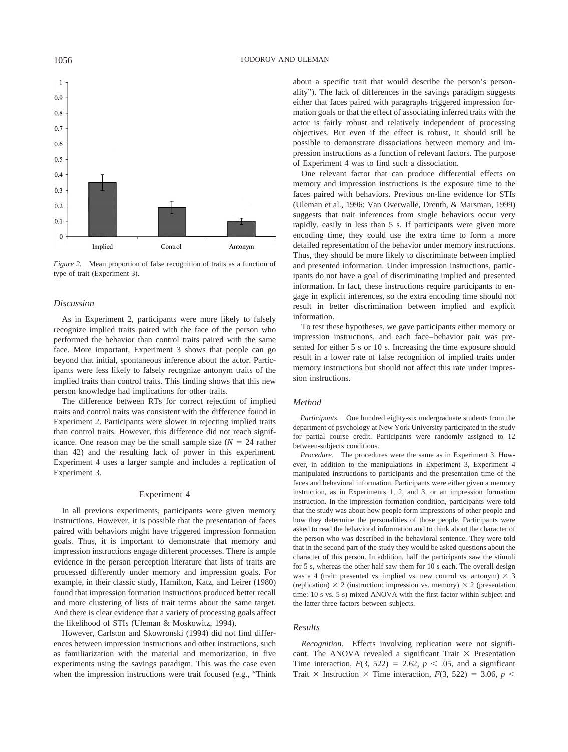*Figure 2.* Mean proportion of false recognition of traits as a function of type of trait (Experiment 3).

### Discussion

As in Experiment 2, participants were more likely to falsely recognize implied traits paired with the face of the person who performed the behavior than control traits paired with the same face. More important, Experiment 3 shows that people can go beyond that initial, spontaneous inference about the actor. Participants were less likely to falsely recognize antonym traits of the implied traits than control traits. This finding shows that this new person knowledge had implications for other traits.

The difference between RTs for correct rejection of implied traits and control traits was consistent with the difference found in Experiment 2. Participants were slower in rejecting implied traits than control traits. However, this difference did not reach significance. One reason may be the small sample size ($N = 24$ rather than 42) and the resulting lack of power in this experiment. Experiment 4 uses a larger sample and includes a replication of Experiment 3.

## Experiment 4

In all previous experiments, participants were given memory instructions. However, it is possible that the presentation of faces paired with behaviors might have triggered impression formation goals. Thus, it is important to demonstrate that memory and impression instructions engage different processes. There is ample evidence in the person perception literature that lists of traits are processed differently under memory and impression goals. For example, in their classic study, Hamilton, Katz, and Leirer (1980) found that impression formation instructions produced better recall and more clustering of lists of trait terms about the same target. And there is clear evidence that a variety of processing goals affect the likelihood of STIs (Uleman & Moskowitz, 1994).

However, Carlston and Skowronski (1994) did not find differences between impression instructions and other instructions, such as familiarization with the material and memorization, in five experiments using the savings paradigm. This was the case even when the impression instructions were trait focused (e.g., "Think about a specific trait that would describe the person's personality"). The lack of differences in the savings paradigm suggests either that faces paired with paragraphs triggered impression formation goals or that the effect of associating inferred traits with the actor is fairly robust and relatively independent of processing objectives. But even if the effect is robust, it should still be possible to demonstrate dissociations between memory and impression instructions as a function of relevant factors. The purpose of Experiment 4 was to find such a dissociation.

One relevant factor that can produce differential effects on memory and impression instructions is the exposure time to the faces paired with behaviors. Previous on-line evidence for STIs (Uleman et al., 1996; Van Overwalle, Drenth, & Marsman, 1999) suggests that trait inferences from single behaviors occur very rapidly, easily in less than 5 s. If participants were given more encoding time, they could use the extra time to form a more detailed representation of the behavior under memory instructions. Thus, they should be more likely to discriminate between implied and presented information. Under impression instructions, participants do not have a goal of discriminating implied and presented information. In fact, these instructions require participants to engage in explicit inferences, so the extra encoding time should not result in better discrimination between implied and explicit information.

To test these hypotheses, we gave participants either memory or impression instructions, and each face–behavior pair was presented for either 5 s or 10 s. Increasing the time exposure should result in a lower rate of false recognition of implied traits under memory instructions but should not affect this rate under impression instructions.

### Method

*Participants.* One hundred eighty-six undergraduate students from the department of psychology at New York University participated in the study for partial course credit. Participants were randomly assigned to 12 between-subjects conditions.

*Procedure.* The procedures were the same as in Experiment 3. However, in addition to the manipulations in Experiment 3, Experiment 4 manipulated instructions to participants and the presentation time of the faces and behavioral information. Participants were either given a memory instruction, as in Experiments 1, 2, and 3, or an impression formation instruction. In the impression formation condition, participants were told that the study was about how people form impressions of other people and how they determine the personalities of those people. Participants were asked to read the behavioral information and to think about the character of the person who was described in the behavioral sentence. They were told that in the second part of the study they would be asked questions about the character of this person. In addition, half the participants saw the stimuli for 5 s, whereas the other half saw them for 10 s each. The overall design was a 4 (trait: presented vs. implied vs. new control vs. antonym) × 3 (replication) × 2 (instruction: impression vs. memory) × 2 (presentation time: 10 s vs. 5 s) mixed ANOVA with the first factor within subject and the latter three factors between subjects.

### Results

*Recognition.* Effects involving replication were not significant. The ANOVA revealed a significant Trait × Presentation Time interaction, $F(3, 522) = 2.62$, $p < .05$, and a significant Trait × Instruction × Time interaction, $F(3, 522) = 3.06$, $p <$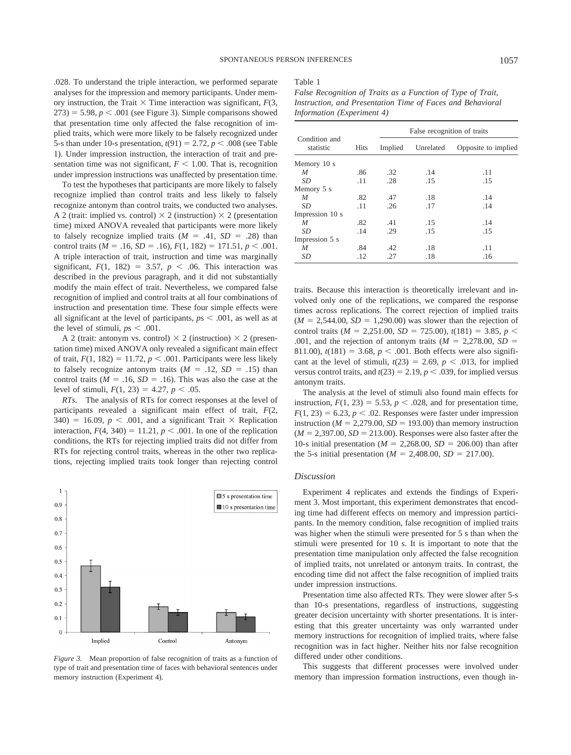.028. To understand the triple interaction, we performed separate analyses for the impression and memory participants. Under memory instruction, the Trait × Time interaction was significant, $F(3, 273) = 5.98, p < .001$ (see Figure 3). Simple comparisons showed that presentation time only affected the false recognition of implied traits, which were more likely to be falsely recognized under 5-s than under 10-s presentation, $t(91) = 2.72, p < .008$ (see Table 1). Under impression instruction, the interaction of trait and presentation time was not significant, $F < 1.00$. That is, recognition under impression instructions was unaffected by presentation time.

To test the hypotheses that participants are more likely to falsely recognize implied than control traits and less likely to falsely recognize antonym than control traits, we conducted two analyses. A 2 (trait: implied vs. control) × 2 (instruction) × 2 (presentation time) mixed ANOVA revealed that participants were more likely to falsely recognize implied traits ($M = .41$, $SD = .28$) than control traits ($M = .16$, $SD = .16$), $F(1, 182) = 171.51, p < .001$. A triple interaction of trait, instruction and time was marginally significant, $F(1, 182) = 3.57, p < .06$. This interaction was described in the previous paragraph, and it did not substantially modify the main effect of trait. Nevertheless, we compared false recognition of implied and control traits at all four combinations of instruction and presentation time. These four simple effects were all significant at the level of participants, $ps < .001$, as well as at the level of stimuli, $ps < .001$.

A 2 (trait: antonym vs. control) × 2 (instruction) × 2 (presentation time) mixed ANOVA only revealed a significant main effect of trait, $F(1, 182) = 11.72, p < .001$. Participants were less likely to falsely recognize antonym traits ($M = .12$, $SD = .15$) than control traits ($M = .16$, $SD = .16$). This was also the case at the level of stimuli, $F(1, 23) = 4.27, p < .05$.

*RTs.* The analysis of RTs for correct responses at the level of participants revealed a significant main effect of trait, $F(2, 340) = 16.09, p < .001$, and a significant Trait × Replication interaction, $F(4, 340) = 11.21, p < .001$. In one of the replication conditions, the RTs for rejecting implied traits did not differ from RTs for rejecting control traits, whereas in the other two replications, rejecting implied traits took longer than rejecting control traits. Because this interaction is theoretically irrelevant and involved only one of the replications, we compared the response times across replications. The correct rejection of implied traits ($M = 2{,}544.00$, $SD = 1{,}290.00$) was slower than the rejection of control traits ($M = 2{,}251.00$, $SD = 725.00$), $t(181) = 3.85, p < .001$, and the rejection of antonym traits ($M = 2{,}278.00$, $SD = 811.00$), $t(181) = 3.68, p < .001$. Both effects were also significant at the level of stimuli, $t(23) = 2.69, p < .013$, for implied versus control traits, and $t(23) = 2.19, p < .039$, for implied versus antonym traits.

The analysis at the level of stimuli also found main effects for instruction, $F(1, 23) = 5.53, p < .028$, and for presentation time, $F(1, 23) = 6.23, p < .02$. Responses were faster under impression instruction ($M = 2{,}279.00$, $SD = 193.00$) than memory instruction ($M = 2{,}397.00$, $SD = 213.00$). Responses were also faster after the 10-s initial presentation ($M = 2{,}268.00$, $SD = 206.00$) than after the 5-s initial presentation ($M = 2{,}408.00$, $SD = 217.00$).

*Figure 3.* Mean proportion of false recognition of traits as a function of type of trait and presentation time of faces with behavioral sentences under memory instruction (Experiment 4).

Table 1

*False Recognition of Traits as a Function of Type of Trait, Instruction, and Presentation Time of Faces and Behavioral Information (Experiment 4)*

| Condition and statistic | Hits | False recognition of traits | | |
|---|---|---|---|---|
| | | Implied | Unrelated | Opposite to implied |
| Memory 10 s | | | | |
| *M* | .86 | .32 | .14 | .11 |
| *SD* | .11 | .28 | .15 | .15 |
| Memory 5 s | | | | |
| *M* | .82 | .47 | .18 | .14 |
| *SD* | .11 | .26 | .17 | .14 |
| Impression 10 s | | | | |
| *M* | .82 | .41 | .15 | .14 |
| *SD* | .14 | .29 | .15 | .15 |
| Impression 5 s | | | | |
| *M* | .84 | .42 | .18 | .11 |
| *SD* | .12 | .27 | .18 | .16 |

### Discussion

Experiment 4 replicates and extends the findings of Experiment 3. Most important, this experiment demonstrates that encoding time had different effects on memory and impression participants. In the memory condition, false recognition of implied traits was higher when the stimuli were presented for 5 s than when the stimuli were presented for 10 s. It is important to note that the presentation time manipulation only affected the false recognition of implied traits, not unrelated or antonym traits. In contrast, the encoding time did not affect the false recognition of implied traits under impression instructions.

Presentation time also affected RTs. They were slower after 5-s than 10-s presentations, regardless of instructions, suggesting greater decision uncertainty with shorter presentations. It is interesting that this greater uncertainty was only warranted under memory instructions for recognition of implied traits, where false recognition was in fact higher. Neither hits nor false recognition differed under other conditions.

This suggests that different processes were involved under memory than impression formation instructions, even though in-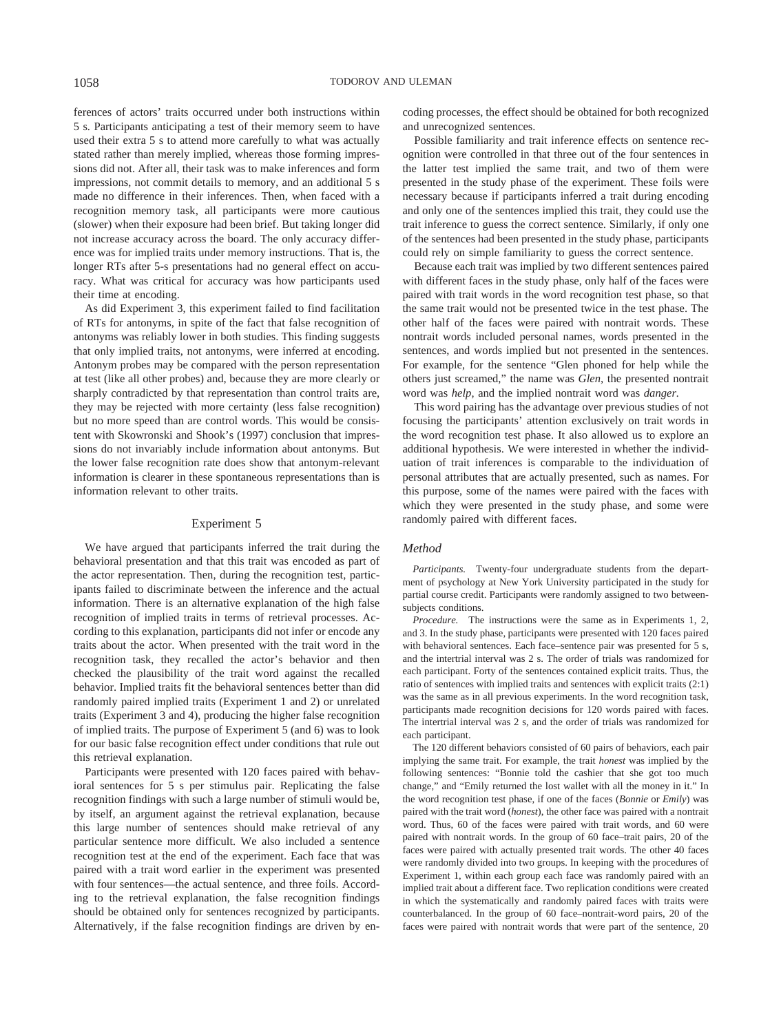ferences of actors' traits occurred under both instructions within 5 s. Participants anticipating a test of their memory seem to have used their extra 5 s to attend more carefully to what was actually stated rather than merely implied, whereas those forming impressions did not. After all, their task was to make inferences and form impressions, not commit details to memory, and an additional 5 s made no difference in their inferences. Then, when faced with a recognition memory task, all participants were more cautious (slower) when their exposure had been brief. But taking longer did not increase accuracy across the board. The only accuracy difference was for implied traits under memory instructions. That is, the longer RTs after 5-s presentations had no general effect on accuracy. What was critical for accuracy was how participants used their time at encoding.

As did Experiment 3, this experiment failed to find facilitation of RTs for antonyms, in spite of the fact that false recognition of antonyms was reliably lower in both studies. This finding suggests that only implied traits, not antonyms, were inferred at encoding. Antonym probes may be compared with the person representation at test (like all other probes) and, because they are more clearly or sharply contradicted by that representation than control traits are, they may be rejected with more certainty (less false recognition) but no more speed than are control words. This would be consistent with Skowronski and Shook's (1997) conclusion that impressions do not invariably include information about antonyms. But the lower false recognition rate does show that antonym-relevant information is clearer in these spontaneous representations than is information relevant to other traits.

## Experiment 5

We have argued that participants inferred the trait during the behavioral presentation and that this trait was encoded as part of the actor representation. Then, during the recognition test, participants failed to discriminate between the inference and the actual information. There is an alternative explanation of the high false recognition of implied traits in terms of retrieval processes. According to this explanation, participants did not infer or encode any traits about the actor. When presented with the trait word in the recognition task, they recalled the actor's behavior and then checked the plausibility of the trait word against the recalled behavior. Implied traits fit the behavioral sentences better than did randomly paired implied traits (Experiment 1 and 2) or unrelated traits (Experiment 3 and 4), producing the higher false recognition of implied traits. The purpose of Experiment 5 (and 6) was to look for our basic false recognition effect under conditions that rule out this retrieval explanation.

Participants were presented with 120 faces paired with behavioral sentences for 5 s per stimulus pair. Replicating the false recognition findings with such a large number of stimuli would be, by itself, an argument against the retrieval explanation, because this large number of sentences should make retrieval of any particular sentence more difficult. We also included a sentence recognition test at the end of the experiment. Each face that was paired with a trait word earlier in the experiment was presented with four sentences—the actual sentence, and three foils. According to the retrieval explanation, the false recognition findings should be obtained only for sentences recognized by participants. Alternatively, if the false recognition findings are driven by encoding processes, the effect should be obtained for both recognized and unrecognized sentences.

Possible familiarity and trait inference effects on sentence recognition were controlled in that three out of the four sentences in the latter test implied the same trait, and two of them were presented in the study phase of the experiment. These foils were necessary because if participants inferred a trait during encoding and only one of the sentences implied this trait, they could use the trait inference to guess the correct sentence. Similarly, if only one of the sentences had been presented in the study phase, participants could rely on simple familiarity to guess the correct sentence.

Because each trait was implied by two different sentences paired with different faces in the study phase, only half of the faces were paired with trait words in the word recognition test phase, so that the same trait would not be presented twice in the test phase. The other half of the faces were paired with nontrait words. These nontrait words included personal names, words presented in the sentences, and words implied but not presented in the sentences. For example, for the sentence "Glen phoned for help while the others just screamed," the name was *Glen*, the presented nontrait word was *help*, and the implied nontrait word was *danger*.

This word pairing has the advantage over previous studies of not focusing the participants' attention exclusively on trait words in the word recognition test phase. It also allowed us to explore an additional hypothesis. We were interested in whether the individuation of trait inferences is comparable to the individuation of personal attributes that are actually presented, such as names. For this purpose, some of the names were paired with the faces with which they were presented in the study phase, and some were randomly paired with different faces.

### Method

*Participants.* Twenty-four undergraduate students from the department of psychology at New York University participated in the study for partial course credit. Participants were randomly assigned to two between-subjects conditions.

*Procedure.* The instructions were the same as in Experiments 1, 2, and 3. In the study phase, participants were presented with 120 faces paired with behavioral sentences. Each face–sentence pair was presented for 5 s, and the intertrial interval was 2 s. The order of trials was randomized for each participant. Forty of the sentences contained explicit traits. Thus, the ratio of sentences with implied traits and sentences with explicit traits (2:1) was the same as in all previous experiments. In the word recognition task, participants made recognition decisions for 120 words paired with faces. The intertrial interval was 2 s, and the order of trials was randomized for each participant.

The 120 different behaviors consisted of 60 pairs of behaviors, each pair implying the same trait. For example, the trait *honest* was implied by the following sentences: "Bonnie told the cashier that she got too much change," and "Emily returned the lost wallet with all the money in it." In the word recognition test phase, if one of the faces (*Bonnie* or *Emily*) was paired with the trait word (*honest*), the other face was paired with a nontrait word. Thus, 60 of the faces were paired with trait words, and 60 were paired with nontrait words. In the group of 60 face–trait pairs, 20 of the faces were paired with actually presented trait words. The other 40 faces were randomly divided into two groups. In keeping with the procedures of Experiment 1, within each group each face was randomly paired with an implied trait about a different face. Two replication conditions were created in which the systematically and randomly paired faces with traits were counterbalanced. In the group of 60 face–nontrait-word pairs, 20 of the faces were paired with nontrait words that were part of the sentence, 20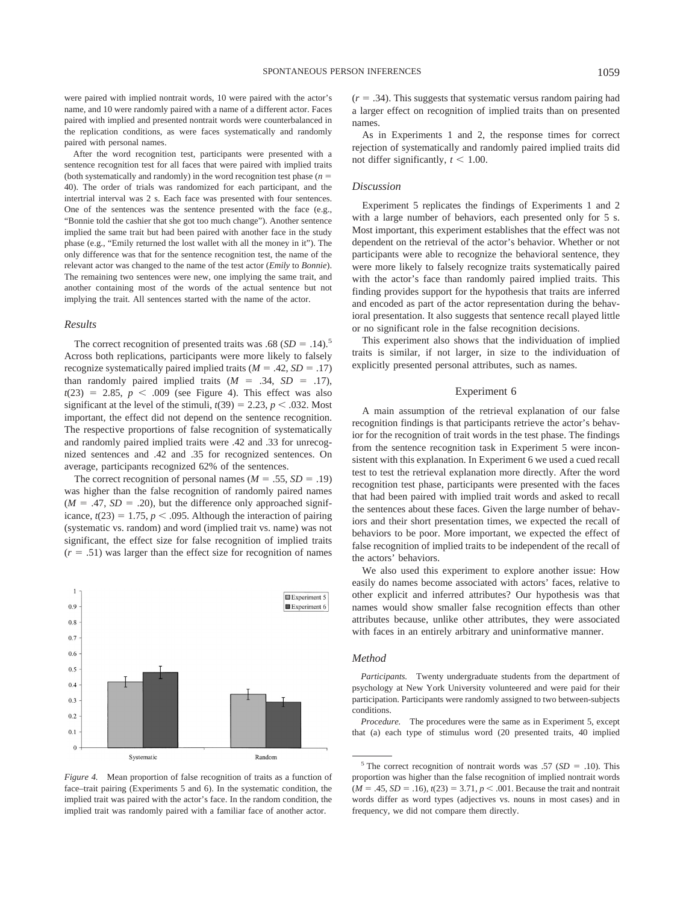were paired with implied nontrait words, 10 were paired with the actor's name, and 10 were randomly paired with a name of a different actor. Faces paired with implied and presented nontrait words were counterbalanced in the replication conditions, as were faces systematically and randomly paired with personal names.

After the word recognition test, participants were presented with a sentence recognition test for all faces that were paired with implied traits (both systematically and randomly) in the word recognition test phase ($n$ = 40). The order of trials was randomized for each participant, and the intertrial interval was 2 s. Each face was presented with four sentences. One of the sentences was the sentence presented with the face (e.g., "Bonnie told the cashier that she got too much change"). Another sentence implied the same trait but had been paired with another face in the study phase (e.g., "Emily returned the lost wallet with all the money in it"). The only difference was that for the sentence recognition test, the name of the relevant actor was changed to the name of the test actor (*Emily* to *Bonnie*). The remaining two sentences were new, one implying the same trait, and another containing most of the words of the actual sentence but not implying the trait. All sentences started with the name of the actor.

### Results

The correct recognition of presented traits was .68 ($SD$ = .14).[5] Across both replications, participants were more likely to falsely recognize systematically paired implied traits ($M$ = .42, $SD$ = .17) than randomly paired implied traits ($M$ = .34, $SD$ = .17), $t(23) = 2.85$, $p < .009$ (see Figure 4). This effect was also significant at the level of the stimuli, $t(39) = 2.23$, $p < .032$. Most important, the effect did not depend on the sentence recognition. The respective proportions of false recognition of systematically and randomly paired implied traits were .42 and .33 for unrecognized sentences and .42 and .35 for recognized sentences. On average, participants recognized 62% of the sentences.

The correct recognition of personal names ($M$ = .55, $SD$ = .19) was higher than the false recognition of randomly paired names ($M$ = .47, $SD$ = .20), but the difference only approached significance, $t(23) = 1.75$, $p < .095$. Although the interaction of pairing (systematic vs. random) and word (implied trait vs. name) was not significant, the effect size for false recognition of implied traits ($r$ = .51) was larger than the effect size for recognition of names ($r$ = .34). This suggests that systematic versus random pairing had a larger effect on recognition of implied traits than on presented names.

As in Experiments 1 and 2, the response times for correct rejection of systematically and randomly paired implied traits did not differ significantly, $t < 1.00$.

1
0.9
0.8
0.7
0.6
0.5
0.4
0.3
0.2
0.1
0

Experiment 5
Experiment 6

Systematic
Random

*Figure 4.* Mean proportion of false recognition of traits as a function of face–trait pairing (Experiments 5 and 6). In the systematic condition, the implied trait was paired with the actor's face. In the random condition, the implied trait was randomly paired with a familiar face of another actor.

### Discussion

Experiment 5 replicates the findings of Experiments 1 and 2 with a large number of behaviors, each presented only for 5 s. Most important, this experiment establishes that the effect was not dependent on the retrieval of the actor's behavior. Whether or not participants were able to recognize the behavioral sentence, they were more likely to falsely recognize traits systematically paired with the actor's face than randomly paired implied traits. This finding provides support for the hypothesis that traits are inferred and encoded as part of the actor representation during the behavioral presentation. It also suggests that sentence recall played little or no significant role in the false recognition decisions.

This experiment also shows that the individuation of implied traits is similar, if not larger, in size to the individuation of explicitly presented personal attributes, such as names.

## Experiment 6

A main assumption of the retrieval explanation of our false recognition findings is that participants retrieve the actor's behavior for the recognition of trait words in the test phase. The findings from the sentence recognition task in Experiment 5 were inconsistent with this explanation. In Experiment 6 we used a cued recall test to test the retrieval explanation more directly. After the word recognition test phase, participants were presented with the faces that had been paired with implied trait words and asked to recall the sentences about these faces. Given the large number of behaviors and their short presentation times, we expected the recall of behaviors to be poor. More important, we expected the effect of false recognition of implied traits to be independent of the recall of the actors' behaviors.

We also used this experiment to explore another issue: How easily do names become associated with actors' faces, relative to other explicit and inferred attributes? Our hypothesis was that names would show smaller false recognition effects than other attributes because, unlike other attributes, they were associated with faces in an entirely arbitrary and uninformative manner.

### Method

*Participants.* Twenty undergraduate students from the department of psychology at New York University volunteered and were paid for their participation. Participants were randomly assigned to two between-subjects conditions.

*Procedure.* The procedures were the same as in Experiment 5, except that (a) each type of stimulus word (20 presented traits, 40 implied

[5] The correct recognition of nontrait words was .57 ($SD$ = .10). This proportion was higher than the false recognition of implied nontrait words ($M$ = .45, $SD$ = .16), $t(23) = 3.71$, $p < .001$. Because the trait and nontrait words differ as word types (adjectives vs. nouns in most cases) and in frequency, we did not compare them directly.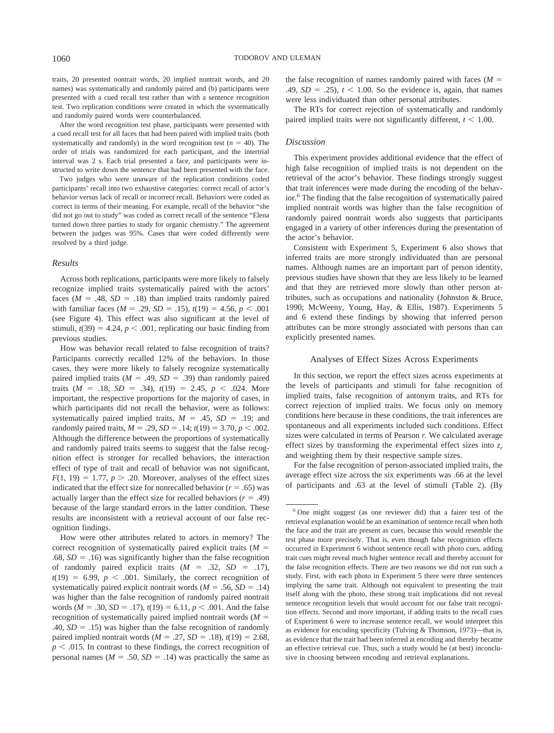traits, 20 presented nontrait words, 20 implied nontrait words, and 20 names) was systematically and randomly paired and (b) participants were presented with a cued recall test rather than with a sentence recognition test. Two replication conditions were created in which the systematically and randomly paired words were counterbalanced.

After the word recognition test phase, participants were presented with a cued recall test for all faces that had been paired with implied traits (both systematically and randomly) in the word recognition test ($n = 40$). The order of trials was randomized for each participant, and the intertrial interval was 2 s. Each trial presented a face, and participants were instructed to write down the sentence that had been presented with the face.

Two judges who were unaware of the replication conditions coded participants' recall into two exhaustive categories: correct recall of actor's behavior versus lack of recall or incorrect recall. Behaviors were coded as correct in terms of their meaning. For example, recall of the behavior "she did not go out to study" was coded as correct recall of the sentence "Elena turned down three parties to study for organic chemistry." The agreement between the judges was 95%. Cases that were coded differently were resolved by a third judge.

### *Results*

Across both replications, participants were more likely to falsely recognize implied traits systematically paired with the actors' faces ($M = .48$, $SD = .18$) than implied traits randomly paired with familiar faces ($M = .29$, $SD = .15$), $t(19) = 4.56$, $p < .001$ (see Figure 4). This effect was also significant at the level of stimuli, $t(39) = 4.24$, $p < .001$, replicating our basic finding from previous studies.

How was behavior recall related to false recognition of traits? Participants correctly recalled 12% of the behaviors. In those cases, they were more likely to falsely recognize systematically paired implied traits ($M = .49$, $SD = .39$) than randomly paired traits ($M = .18$, $SD = .34$), $t(19) = 2.45$, $p < .024$. More important, the respective proportions for the majority of cases, in which participants did not recall the behavior, were as follows: systematically paired implied traits, $M = .45$, $SD = .19$; and randomly paired traits, $M = .29$, $SD = .14$; $t(19) = 3.70$, $p < .002$. Although the difference between the proportions of systematically and randomly paired traits seems to suggest that the false recognition effect is stronger for recalled behaviors, the interaction effect of type of trait and recall of behavior was not significant, $F(1, 19) = 1.77$, $p > .20$. Moreover, analyses of the effect sizes indicated that the effect size for nonrecalled behavior ($r = .65$) was actually larger than the effect size for recalled behaviors ($r = .49$) because of the large standard errors in the latter condition. These results are inconsistent with a retrieval account of our false recognition findings.

How were other attributes related to actors in memory? The correct recognition of systematically paired explicit traits ($M = .68$, $SD = .16$) was significantly higher than the false recognition of randomly paired explicit traits ($M = .32$, $SD = .17$), $t(19) = 6.99$, $p < .001$. Similarly, the correct recognition of systematically paired explicit nontrait words ($M = .56$, $SD = .14$) was higher than the false recognition of randomly paired nontrait words ($M = .30$, $SD = .17$), $t(19) = 6.11$, $p < .001$. And the false recognition of systematically paired implied nontrait words ($M = .40$, $SD = .15$) was higher than the false recognition of randomly paired implied nontrait words ($M = .27$, $SD = .18$), $t(19) = 2.68$, $p < .015$. In contrast to these findings, the correct recognition of personal names ($M = .50$, $SD = .14$) was practically the same as the false recognition of names randomly paired with faces ($M = .49$, $SD = .25$), $t < 1.00$. So the evidence is, again, that names were less individuated than other personal attributes.

The RTs for correct rejection of systematically and randomly paired implied traits were not significantly different, $t < 1.00$.

### *Discussion*

This experiment provides additional evidence that the effect of high false recognition of implied traits is not dependent on the retrieval of the actor's behavior. These findings strongly suggest that trait inferences were made during the encoding of the behavior.[6] The finding that the false recognition of systematically paired implied nontrait words was higher than the false recognition of randomly paired nontrait words also suggests that participants engaged in a variety of other inferences during the presentation of the actor's behavior.

Consistent with Experiment 5, Experiment 6 also shows that inferred traits are more strongly individuated than are personal names. Although names are an important part of person identity, previous studies have shown that they are less likely to be learned and that they are retrieved more slowly than other person attributes, such as occupations and nationality (Johnston & Bruce, 1990; McWeeny, Young, Hay, & Ellis, 1987). Experiments 5 and 6 extend these findings by showing that inferred person attributes can be more strongly associated with persons than can explicitly presented names.

## Analyses of Effect Sizes Across Experiments

In this section, we report the effect sizes across experiments at the levels of participants and stimuli for false recognition of implied traits, false recognition of antonym traits, and RTs for correct rejection of implied traits. We focus only on memory conditions here because in these conditions, the trait inferences are spontaneous and all experiments included such conditions. Effect sizes were calculated in terms of Pearson $r$. We calculated average effect sizes by transforming the experimental effect sizes into $z_r$ and weighting them by their respective sample sizes.

For the false recognition of person-associated implied traits, the average effect size across the six experiments was .66 at the level of participants and .63 at the level of stimuli (Table 2). (By

[6] One might suggest (as one reviewer did) that a fairer test of the retrieval explanation would be an examination of sentence recall when both the face and the trait are present as cues, because this would resemble the test phase more precisely. That is, even though false recognition effects occurred in Experiment 6 without sentence recall with photo cues, adding trait cues might reveal much higher sentence recall and thereby account for the false recognition effects. There are two reasons we did not run such a study. First, with each photo in Experiment 5 there were three sentences implying the same trait. Although not equivalent to presenting the trait itself along with the photo, these strong trait implications did not reveal sentence recognition levels that would account for our false trait recognition effects. Second and more important, if adding traits to the recall cues of Experiment 6 were to increase sentence recall, we would interpret this as evidence for encoding specificity (Tulving & Thomson, 1973)—that is, as evidence that the trait had been inferred at encoding and thereby became an effective retrieval cue. Thus, such a study would be (at best) inconclusive in choosing between encoding and retrieval explanations.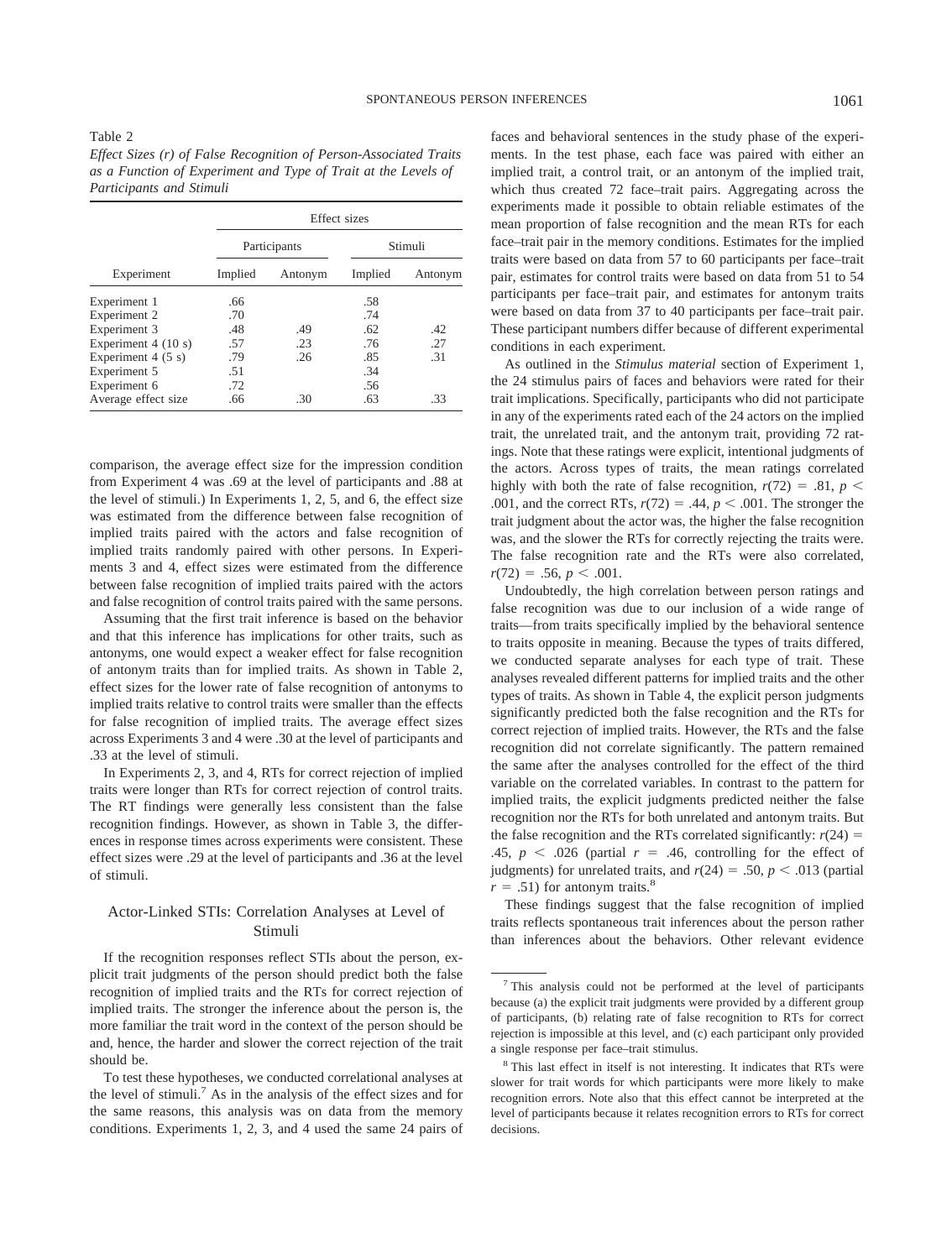Table 2
*Effect Sizes (r) of False Recognition of Person-Associated Traits as a Function of Experiment and Type of Trait at the Levels of Participants and Stimuli*

| | Effect sizes | | | |
|---|---|---|---|---|
| | Participants | | Stimuli | |
| Experiment | Implied | Antonym | Implied | Antonym |
| Experiment 1 | .66 | | .58 | |
| Experiment 2 | .70 | | .74 | |
| Experiment 3 | .48 | .49 | .62 | .42 |
| Experiment 4 (10 s) | .57 | .23 | .76 | .27 |
| Experiment 4 (5 s) | .79 | .26 | .85 | .31 |
| Experiment 5 | .51 | | .34 | |
| Experiment 6 | .72 | | .56 | |
| Average effect size | .66 | .30 | .63 | .33 |

comparison, the average effect size for the impression condition from Experiment 4 was .69 at the level of participants and .88 at the level of stimuli.) In Experiments 1, 2, 5, and 6, the effect size was estimated from the difference between false recognition of implied traits paired with the actors and false recognition of implied traits randomly paired with other persons. In Experiments 3 and 4, effect sizes were estimated from the difference between false recognition of implied traits paired with the actors and false recognition of control traits paired with the same persons.

Assuming that the first trait inference is based on the behavior and that this inference has implications for other traits, such as antonyms, one would expect a weaker effect for false recognition of antonym traits than for implied traits. As shown in Table 2, effect sizes for the lower rate of false recognition of antonyms to implied traits relative to control traits were smaller than the effects for false recognition of implied traits. The average effect sizes across Experiments 3 and 4 were .30 at the level of participants and .33 at the level of stimuli.

In Experiments 2, 3, and 4, RTs for correct rejection of implied traits were longer than RTs for correct rejection of control traits. The RT findings were generally less consistent than the false recognition findings. However, as shown in Table 3, the differences in response times across experiments were consistent. These effect sizes were .29 at the level of participants and .36 at the level of stimuli.

## Actor-Linked STIs: Correlation Analyses at Level of Stimuli

If the recognition responses reflect STIs about the person, explicit trait judgments of the person should predict both the false recognition of implied traits and the RTs for correct rejection of implied traits. The stronger the inference about the person is, the more familiar the trait word in the context of the person should be and, hence, the harder and slower the correct rejection of the trait should be.

To test these hypotheses, we conducted correlational analyses at the level of stimuli.[7] As in the analysis of the effect sizes and for the same reasons, this analysis was on data from the memory conditions. Experiments 1, 2, 3, and 4 used the same 24 pairs of faces and behavioral sentences in the study phase of the experiments. In the test phase, each face was paired with either an implied trait, a control trait, or an antonym of the implied trait, which thus created 72 face–trait pairs. Aggregating across the experiments made it possible to obtain reliable estimates of the mean proportion of false recognition and the mean RTs for each face–trait pair in the memory conditions. Estimates for the implied traits were based on data from 57 to 60 participants per face–trait pair, estimates for control traits were based on data from 51 to 54 participants per face–trait pair, and estimates for antonym traits were based on data from 37 to 40 participants per face–trait pair. These participant numbers differ because of different experimental conditions in each experiment.

As outlined in the *Stimulus material* section of Experiment 1, the 24 stimulus pairs of faces and behaviors were rated for their trait implications. Specifically, participants who did not participate in any of the experiments rated each of the 24 actors on the implied trait, the unrelated trait, and the antonym trait, providing 72 ratings. Note that these ratings were explicit, intentional judgments of the actors. Across types of traits, the mean ratings correlated highly with both the rate of false recognition, $r(72) = .81$, $p < .001$, and the correct RTs, $r(72) = .44$, $p < .001$. The stronger the trait judgment about the actor was, the higher the false recognition was, and the slower the RTs for correctly rejecting the traits were. The false recognition rate and the RTs were also correlated, $r(72) = .56$, $p < .001$.

Undoubtedly, the high correlation between person ratings and false recognition was due to our inclusion of a wide range of traits—from traits specifically implied by the behavioral sentence to traits opposite in meaning. Because the types of traits differed, we conducted separate analyses for each type of trait. These analyses revealed different patterns for implied traits and the other types of traits. As shown in Table 4, the explicit person judgments significantly predicted both the false recognition and the RTs for correct rejection of implied traits. However, the RTs and the false recognition did not correlate significantly. The pattern remained the same after the analyses controlled for the effect of the third variable on the correlated variables. In contrast to the pattern for implied traits, the explicit judgments predicted neither the false recognition nor the RTs for both unrelated and antonym traits. But the false recognition and the RTs correlated significantly: $r(24) = .45$, $p < .026$ (partial $r = .46$, controlling for the effect of judgments) for unrelated traits, and $r(24) = .50$, $p < .013$ (partial $r = .51$) for antonym traits.[8]

These findings suggest that the false recognition of implied traits reflects spontaneous trait inferences about the person rather than inferences about the behaviors. Other relevant evidence

[7] This analysis could not be performed at the level of participants because (a) the explicit trait judgments were provided by a different group of participants, (b) relating rate of false recognition to RTs for correct rejection is impossible at this level, and (c) each participant only provided a single response per face–trait stimulus.

[8] This last effect in itself is not interesting. It indicates that RTs were slower for trait words for which participants were more likely to make recognition errors. Note also that this effect cannot be interpreted at the level of participants because it relates recognition errors to RTs for correct decisions.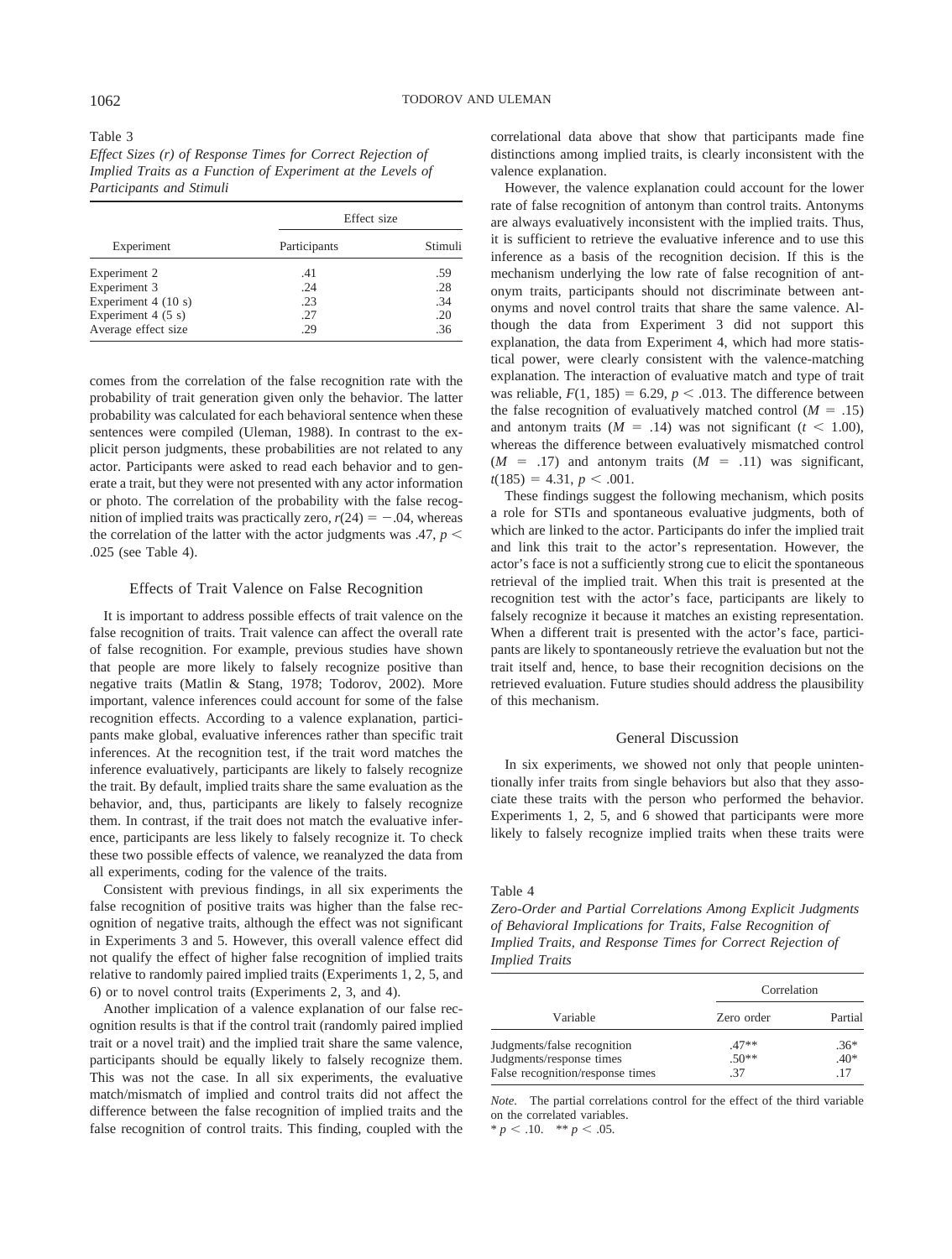Table 3

*Effect Sizes (r) of Response Times for Correct Rejection of Implied Traits as a Function of Experiment at the Levels of Participants and Stimuli*

| Experiment | Effect size | |
|---|---|---|
| | Participants | Stimuli |
| Experiment 2 | .41 | .59 |
| Experiment 3 | .24 | .28 |
| Experiment 4 (10 s) | .23 | .34 |
| Experiment 4 (5 s) | .27 | .20 |
| Average effect size | .29 | .36 |

comes from the correlation of the false recognition rate with the probability of trait generation given only the behavior. The latter probability was calculated for each behavioral sentence when these sentences were compiled (Uleman, 1988). In contrast to the explicit person judgments, these probabilities are not related to any actor. Participants were asked to read each behavior and to generate a trait, but they were not presented with any actor information or photo. The correlation of the probability with the false recognition of implied traits was practically zero, $r(24) = -.04$, whereas the correlation of the latter with the actor judgments was .47, $p < .025$ (see Table 4).

### Effects of Trait Valence on False Recognition

It is important to address possible effects of trait valence on the false recognition of traits. Trait valence can affect the overall rate of false recognition. For example, previous studies have shown that people are more likely to falsely recognize positive than negative traits (Matlin & Stang, 1978; Todorov, 2002). More important, valence inferences could account for some of the false recognition effects. According to a valence explanation, participants make global, evaluative inferences rather than specific trait inferences. At the recognition test, if the trait word matches the inference evaluatively, participants are likely to falsely recognize the trait. By default, implied traits share the same evaluation as the behavior, and, thus, participants are likely to falsely recognize them. In contrast, if the trait does not match the evaluative inference, participants are less likely to falsely recognize it. To check these two possible effects of valence, we reanalyzed the data from all experiments, coding for the valence of the traits.

Consistent with previous findings, in all six experiments the false recognition of positive traits was higher than the false recognition of negative traits, although the effect was not significant in Experiments 3 and 5. However, this overall valence effect did not qualify the effect of higher false recognition of implied traits relative to randomly paired implied traits (Experiments 1, 2, 5, and 6) or to novel control traits (Experiments 2, 3, and 4).

Another implication of a valence explanation of our false recognition results is that if the control trait (randomly paired implied trait or a novel trait) and the implied trait share the same valence, participants should be equally likely to falsely recognize them. This was not the case. In all six experiments, the evaluative match/mismatch of implied and control traits did not affect the difference between the false recognition of implied traits and the false recognition of control traits. This finding, coupled with the correlational data above that show that participants made fine distinctions among implied traits, is clearly inconsistent with the valence explanation.

However, the valence explanation could account for the lower rate of false recognition of antonym than control traits. Antonyms are always evaluatively inconsistent with the implied traits. Thus, it is sufficient to retrieve the evaluative inference and to use this inference as a basis of the recognition decision. If this is the mechanism underlying the low rate of false recognition of antonym traits, participants should not discriminate between antonyms and novel control traits that share the same valence. Although the data from Experiment 3 did not support this explanation, the data from Experiment 4, which had more statistical power, were clearly consistent with the valence-matching explanation. The interaction of evaluative match and type of trait was reliable, $F(1, 185) = 6.29$, $p < .013$. The difference between the false recognition of evaluatively matched control ($M = .15$) and antonym traits ($M = .14$) was not significant ($t < 1.00$), whereas the difference between evaluatively mismatched control ($M = .17$) and antonym traits ($M = .11$) was significant, $t(185) = 4.31$, $p < .001$.

These findings suggest the following mechanism, which posits a role for STIs and spontaneous evaluative judgments, both of which are linked to the actor. Participants do infer the implied trait and link this trait to the actor's representation. However, the actor's face is not a sufficiently strong cue to elicit the spontaneous retrieval of the implied trait. When this trait is presented at the recognition test with the actor's face, participants are likely to falsely recognize it because it matches an existing representation. When a different trait is presented with the actor's face, participants are likely to spontaneously retrieve the evaluation but not the trait itself and, hence, to base their recognition decisions on the retrieved evaluation. Future studies should address the plausibility of this mechanism.

## General Discussion

In six experiments, we showed not only that people unintentionally infer traits from single behaviors but also that they associate these traits with the person who performed the behavior. Experiments 1, 2, 5, and 6 showed that participants were more likely to falsely recognize implied traits when these traits were

Table 4

*Zero-Order and Partial Correlations Among Explicit Judgments of Behavioral Implications for Traits, False Recognition of Implied Traits, and Response Times for Correct Rejection of Implied Traits*

| Variable | Correlation | |
|---|---|---|
| | Zero order | Partial |
| Judgments/false recognition | .47** | .36* |
| Judgments/response times | .50** | .40* |
| False recognition/response times | .37 | .17 |

*Note.* The partial correlations control for the effect of the third variable on the correlated variables.
* $p < .10$. ** $p < .05$.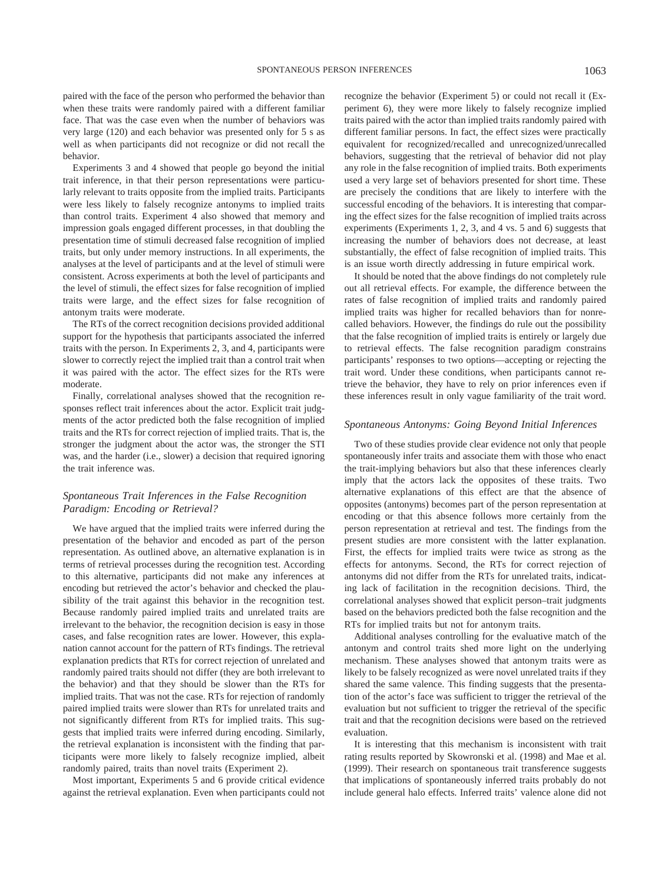paired with the face of the person who performed the behavior than when these traits were randomly paired with a different familiar face. That was the case even when the number of behaviors was very large (120) and each behavior was presented only for 5 s as well as when participants did not recognize or did not recall the behavior.

Experiments 3 and 4 showed that people go beyond the initial trait inference, in that their person representations were particularly relevant to traits opposite from the implied traits. Participants were less likely to falsely recognize antonyms to implied traits than control traits. Experiment 4 also showed that memory and impression goals engaged different processes, in that doubling the presentation time of stimuli decreased false recognition of implied traits, but only under memory instructions. In all experiments, the analyses at the level of participants and at the level of stimuli were consistent. Across experiments at both the level of participants and the level of stimuli, the effect sizes for false recognition of implied traits were large, and the effect sizes for false recognition of antonym traits were moderate.

The RTs of the correct recognition decisions provided additional support for the hypothesis that participants associated the inferred traits with the person. In Experiments 2, 3, and 4, participants were slower to correctly reject the implied trait than a control trait when it was paired with the actor. The effect sizes for the RTs were moderate.

Finally, correlational analyses showed that the recognition responses reflect trait inferences about the actor. Explicit trait judgments of the actor predicted both the false recognition of implied traits and the RTs for correct rejection of implied traits. That is, the stronger the judgment about the actor was, the stronger the STI was, and the harder (i.e., slower) a decision that required ignoring the trait inference was.

### *Spontaneous Trait Inferences in the False Recognition Paradigm: Encoding or Retrieval?*

We have argued that the implied traits were inferred during the presentation of the behavior and encoded as part of the person representation. As outlined above, an alternative explanation is in terms of retrieval processes during the recognition test. According to this alternative, participants did not make any inferences at encoding but retrieved the actor's behavior and checked the plausibility of the trait against this behavior in the recognition test. Because randomly paired implied traits and unrelated traits are irrelevant to the behavior, the recognition decision is easy in those cases, and false recognition rates are lower. However, this explanation cannot account for the pattern of RTs findings. The retrieval explanation predicts that RTs for correct rejection of unrelated and randomly paired traits should not differ (they are both irrelevant to the behavior) and that they should be slower than the RTs for implied traits. That was not the case. RTs for rejection of randomly paired implied traits were slower than RTs for unrelated traits and not significantly different from RTs for implied traits. This suggests that implied traits were inferred during encoding. Similarly, the retrieval explanation is inconsistent with the finding that participants were more likely to falsely recognize implied, albeit randomly paired, traits than novel traits (Experiment 2).

Most important, Experiments 5 and 6 provide critical evidence against the retrieval explanation. Even when participants could not recognize the behavior (Experiment 5) or could not recall it (Experiment 6), they were more likely to falsely recognize implied traits paired with the actor than implied traits randomly paired with different familiar persons. In fact, the effect sizes were practically equivalent for recognized/recalled and unrecognized/unrecalled behaviors, suggesting that the retrieval of behavior did not play any role in the false recognition of implied traits. Both experiments used a very large set of behaviors presented for short time. These are precisely the conditions that are likely to interfere with the successful encoding of the behaviors. It is interesting that comparing the effect sizes for the false recognition of implied traits across experiments (Experiments 1, 2, 3, and 4 vs. 5 and 6) suggests that increasing the number of behaviors does not decrease, at least substantially, the effect of false recognition of implied traits. This is an issue worth directly addressing in future empirical work.

It should be noted that the above findings do not completely rule out all retrieval effects. For example, the difference between the rates of false recognition of implied traits and randomly paired implied traits was higher for recalled behaviors than for nonrecalled behaviors. However, the findings do rule out the possibility that the false recognition of implied traits is entirely or largely due to retrieval effects. The false recognition paradigm constrains participants' responses to two options—accepting or rejecting the trait word. Under these conditions, when participants cannot retrieve the behavior, they have to rely on prior inferences even if these inferences result in only vague familiarity of the trait word.

### *Spontaneous Antonyms: Going Beyond Initial Inferences*

Two of these studies provide clear evidence not only that people spontaneously infer traits and associate them with those who enact the trait-implying behaviors but also that these inferences clearly imply that the actors lack the opposites of these traits. Two alternative explanations of this effect are that the absence of opposites (antonyms) becomes part of the person representation at encoding or that this absence follows more certainly from the person representation at retrieval and test. The findings from the present studies are more consistent with the latter explanation. First, the effects for implied traits were twice as strong as the effects for antonyms. Second, the RTs for correct rejection of antonyms did not differ from the RTs for unrelated traits, indicating lack of facilitation in the recognition decisions. Third, the correlational analyses showed that explicit person–trait judgments based on the behaviors predicted both the false recognition and the RTs for implied traits but not for antonym traits.

Additional analyses controlling for the evaluative match of the antonym and control traits shed more light on the underlying mechanism. These analyses showed that antonym traits were as likely to be falsely recognized as were novel unrelated traits if they shared the same valence. This finding suggests that the presentation of the actor's face was sufficient to trigger the retrieval of the evaluation but not sufficient to trigger the retrieval of the specific trait and that the recognition decisions were based on the retrieved evaluation.

It is interesting that this mechanism is inconsistent with trait rating results reported by Skowronski et al. (1998) and Mae et al. (1999). Their research on spontaneous trait transference suggests that implications of spontaneously inferred traits probably do not include general halo effects. Inferred traits' valence alone did not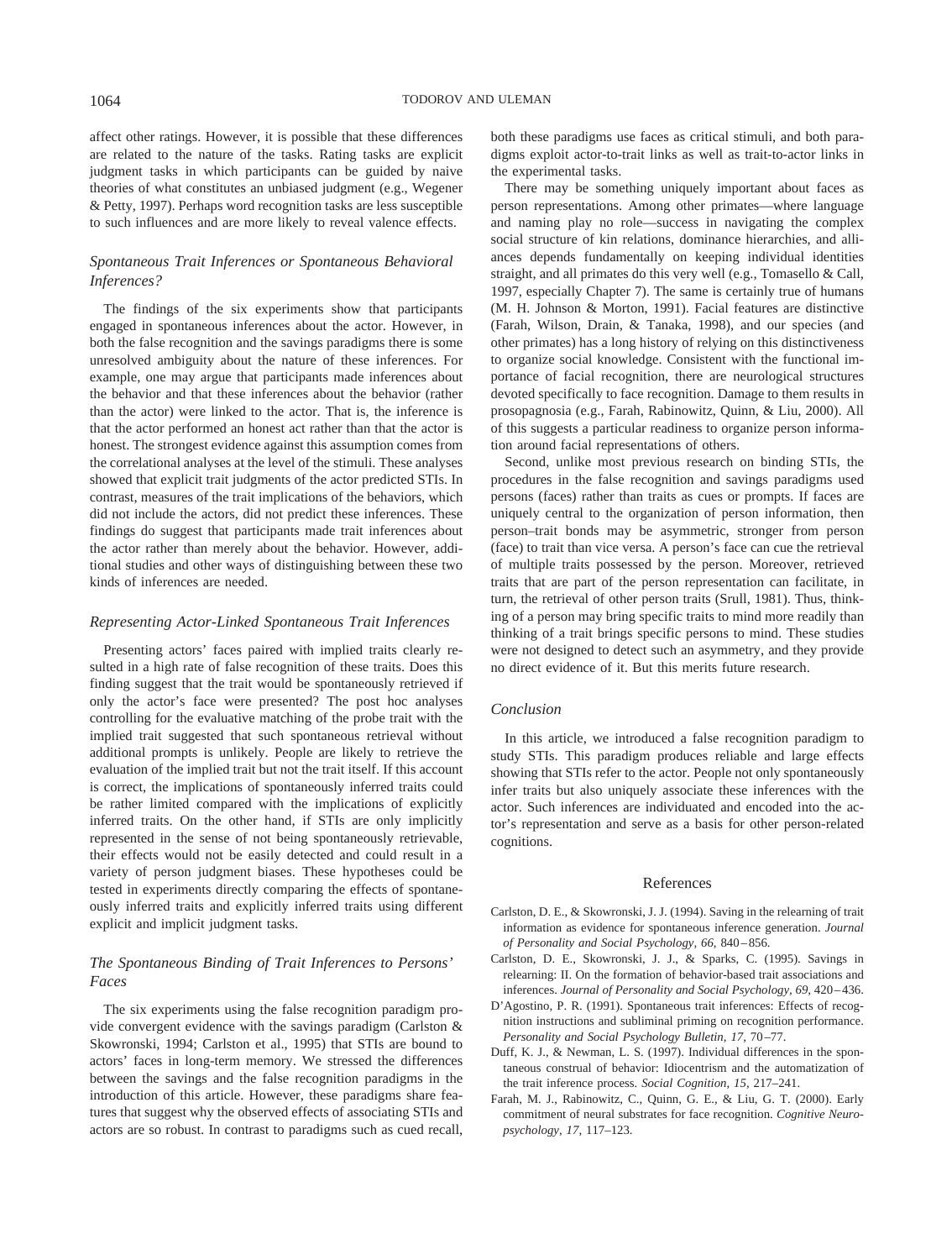affect other ratings. However, it is possible that these differences are related to the nature of the tasks. Rating tasks are explicit judgment tasks in which participants can be guided by naive theories of what constitutes an unbiased judgment (e.g., Wegener & Petty, 1997). Perhaps word recognition tasks are less susceptible to such influences and are more likely to reveal valence effects.

### *Spontaneous Trait Inferences or Spontaneous Behavioral Inferences?*

The findings of the six experiments show that participants engaged in spontaneous inferences about the actor. However, in both the false recognition and the savings paradigms there is some unresolved ambiguity about the nature of these inferences. For example, one may argue that participants made inferences about the behavior and that these inferences about the behavior (rather than the actor) were linked to the actor. That is, the inference is that the actor performed an honest act rather than that the actor is honest. The strongest evidence against this assumption comes from the correlational analyses at the level of the stimuli. These analyses showed that explicit trait judgments of the actor predicted STIs. In contrast, measures of the trait implications of the behaviors, which did not include the actors, did not predict these inferences. These findings do suggest that participants made trait inferences about the actor rather than merely about the behavior. However, additional studies and other ways of distinguishing between these two kinds of inferences are needed.

### *Representing Actor-Linked Spontaneous Trait Inferences*

Presenting actors' faces paired with implied traits clearly resulted in a high rate of false recognition of these traits. Does this finding suggest that the trait would be spontaneously retrieved if only the actor's face were presented? The post hoc analyses controlling for the evaluative matching of the probe trait with the implied trait suggested that such spontaneous retrieval without additional prompts is unlikely. People are likely to retrieve the evaluation of the implied trait but not the trait itself. If this account is correct, the implications of spontaneously inferred traits could be rather limited compared with the implications of explicitly inferred traits. On the other hand, if STIs are only implicitly represented in the sense of not being spontaneously retrievable, their effects would not be easily detected and could result in a variety of person judgment biases. These hypotheses could be tested in experiments directly comparing the effects of spontaneously inferred traits and explicitly inferred traits using different explicit and implicit judgment tasks.

### *The Spontaneous Binding of Trait Inferences to Persons' Faces*

The six experiments using the false recognition paradigm provide convergent evidence with the savings paradigm (Carlston & Skowronski, 1994; Carlston et al., 1995) that STIs are bound to actors' faces in long-term memory. We stressed the differences between the savings and the false recognition paradigms in the introduction of this article. However, these paradigms share features that suggest why the observed effects of associating STIs and actors are so robust. In contrast to paradigms such as cued recall, both these paradigms use faces as critical stimuli, and both paradigms exploit actor-to-trait links as well as trait-to-actor links in the experimental tasks.

There may be something uniquely important about faces as person representations. Among other primates—where language and naming play no role—success in navigating the complex social structure of kin relations, dominance hierarchies, and alliances depends fundamentally on keeping individual identities straight, and all primates do this very well (e.g., Tomasello & Call, 1997, especially Chapter 7). The same is certainly true of humans (M. H. Johnson & Morton, 1991). Facial features are distinctive (Farah, Wilson, Drain, & Tanaka, 1998), and our species (and other primates) has a long history of relying on this distinctiveness to organize social knowledge. Consistent with the functional importance of facial recognition, there are neurological structures devoted specifically to face recognition. Damage to them results in prosopagnosia (e.g., Farah, Rabinowitz, Quinn, & Liu, 2000). All of this suggests a particular readiness to organize person information around facial representations of others.

Second, unlike most previous research on binding STIs, the procedures in the false recognition and savings paradigms used persons (faces) rather than traits as cues or prompts. If faces are uniquely central to the organization of person information, then person–trait bonds may be asymmetric, stronger from person (face) to trait than vice versa. A person's face can cue the retrieval of multiple traits possessed by the person. Moreover, retrieved traits that are part of the person representation can facilitate, in turn, the retrieval of other person traits (Srull, 1981). Thus, thinking of a person may bring specific traits to mind more readily than thinking of a trait brings specific persons to mind. These studies were not designed to detect such an asymmetry, and they provide no direct evidence of it. But this merits future research.

### *Conclusion*

In this article, we introduced a false recognition paradigm to study STIs. This paradigm produces reliable and large effects showing that STIs refer to the actor. People not only spontaneously infer traits but also uniquely associate these inferences with the actor. Such inferences are individuated and encoded into the actor's representation and serve as a basis for other person-related cognitions.

## References

Carlston, D. E., & Skowronski, J. J. (1994). Saving in the relearning of trait information as evidence for spontaneous inference generation. *Journal of Personality and Social Psychology, 66,* 840–856.

Carlston, D. E., Skowronski, J. J., & Sparks, C. (1995). Savings in relearning: II. On the formation of behavior-based trait associations and inferences. *Journal of Personality and Social Psychology, 69,* 420–436.

D'Agostino, P. R. (1991). Spontaneous trait inferences: Effects of recognition instructions and subliminal priming on recognition performance. *Personality and Social Psychology Bulletin, 17,* 70–77.

Duff, K. J., & Newman, L. S. (1997). Individual differences in the spontaneous construal of behavior: Idiocentrism and the automatization of the trait inference process. *Social Cognition, 15,* 217–241.

Farah, M. J., Rabinowitz, C., Quinn, G. E., & Liu, G. T. (2000). Early commitment of neural substrates for face recognition. *Cognitive Neuropsychology, 17,* 117–123.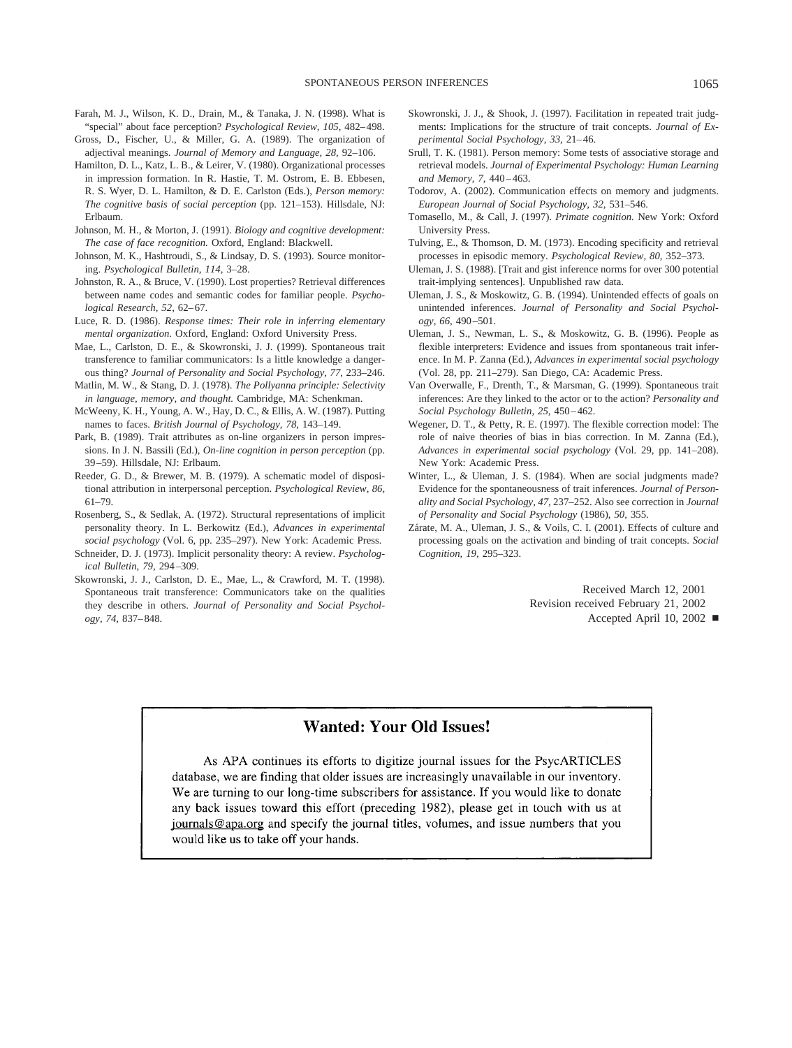Farah, M. J., Wilson, K. D., Drain, M., & Tanaka, J. N. (1998). What is "special" about face perception? *Psychological Review, 105,* 482–498.

Gross, D., Fischer, U., & Miller, G. A. (1989). The organization of adjectival meanings. *Journal of Memory and Language, 28,* 92–106.

Hamilton, D. L., Katz, L. B., & Leirer, V. (1980). Organizational processes in impression formation. In R. Hastie, T. M. Ostrom, E. B. Ebbesen, R. S. Wyer, D. L. Hamilton, & D. E. Carlston (Eds.), *Person memory: The cognitive basis of social perception* (pp. 121–153). Hillsdale, NJ: Erlbaum.

Johnson, M. H., & Morton, J. (1991). *Biology and cognitive development: The case of face recognition.* Oxford, England: Blackwell.

Johnson, M. K., Hashtroudi, S., & Lindsay, D. S. (1993). Source monitoring. *Psychological Bulletin, 114,* 3–28.

Johnston, R. A., & Bruce, V. (1990). Lost properties? Retrieval differences between name codes and semantic codes for familiar people. *Psychological Research, 52,* 62–67.

Luce, R. D. (1986). *Response times: Their role in inferring elementary mental organization.* Oxford, England: Oxford University Press.

Mae, L., Carlston, D. E., & Skowronski, J. J. (1999). Spontaneous trait transference to familiar communicators: Is a little knowledge a dangerous thing? *Journal of Personality and Social Psychology, 77,* 233–246.

Matlin, M. W., & Stang, D. J. (1978). *The Pollyanna principle: Selectivity in language, memory, and thought.* Cambridge, MA: Schenkman.

McWeeny, K. H., Young, A. W., Hay, D. C., & Ellis, A. W. (1987). Putting names to faces. *British Journal of Psychology, 78,* 143–149.

Park, B. (1989). Trait attributes as on-line organizers in person impressions. In J. N. Bassili (Ed.), *On-line cognition in person perception* (pp. 39–59). Hillsdale, NJ: Erlbaum.

Reeder, G. D., & Brewer, M. B. (1979). A schematic model of dispositional attribution in interpersonal perception. *Psychological Review, 86,* 61–79.

Rosenberg, S., & Sedlak, A. (1972). Structural representations of implicit personality theory. In L. Berkowitz (Ed.), *Advances in experimental social psychology* (Vol. 6, pp. 235–297). New York: Academic Press.

Schneider, D. J. (1973). Implicit personality theory: A review. *Psychological Bulletin, 79,* 294–309.

Skowronski, J. J., Carlston, D. E., Mae, L., & Crawford, M. T. (1998). Spontaneous trait transference: Communicators take on the qualities they describe in others. *Journal of Personality and Social Psychology, 74,* 837–848.

Skowronski, J. J., & Shook, J. (1997). Facilitation in repeated trait judgments: Implications for the structure of trait concepts. *Journal of Experimental Social Psychology, 33,* 21–46.

Srull, T. K. (1981). Person memory: Some tests of associative storage and retrieval models. *Journal of Experimental Psychology: Human Learning and Memory, 7,* 440–463.

Todorov, A. (2002). Communication effects on memory and judgments. *European Journal of Social Psychology, 32,* 531–546.

Tomasello, M., & Call, J. (1997). *Primate cognition.* New York: Oxford University Press.

Tulving, E., & Thomson, D. M. (1973). Encoding specificity and retrieval processes in episodic memory. *Psychological Review, 80,* 352–373.

Uleman, J. S. (1988). [Trait and gist inference norms for over 300 potential trait-implying sentences]. Unpublished raw data.

Uleman, J. S., & Moskowitz, G. B. (1994). Unintended effects of goals on unintended inferences. *Journal of Personality and Social Psychology, 66,* 490–501.

Uleman, J. S., Newman, L. S., & Moskowitz, G. B. (1996). People as flexible interpreters: Evidence and issues from spontaneous trait inference. In M. P. Zanna (Ed.), *Advances in experimental social psychology* (Vol. 28, pp. 211–279). San Diego, CA: Academic Press.

Van Overwalle, F., Drenth, T., & Marsman, G. (1999). Spontaneous trait inferences: Are they linked to the actor or to the action? *Personality and Social Psychology Bulletin, 25,* 450–462.

Wegener, D. T., & Petty, R. E. (1997). The flexible correction model: The role of naive theories of bias in bias correction. In M. Zanna (Ed.), *Advances in experimental social psychology* (Vol. 29, pp. 141–208). New York: Academic Press.

Winter, L., & Uleman, J. S. (1984). When are social judgments made? Evidence for the spontaneousness of trait inferences. *Journal of Personality and Social Psychology, 47,* 237–252. Also see correction in *Journal of Personality and Social Psychology* (1986), *50,* 355.

Zárate, M. A., Uleman, J. S., & Voils, C. I. (2001). Effects of culture and processing goals on the activation and binding of trait concepts. *Social Cognition, 19,* 295–323.

Received March 12, 2001
Revision received February 21, 2002
Accepted April 10, 2002 ■

## Wanted: Your Old Issues!

As APA continues its efforts to digitize journal issues for the PsycARTICLES database, we are finding that older issues are increasingly unavailable in our inventory. We are turning to our long-time subscribers for assistance. If you would like to donate any back issues toward this effort (preceding 1982), please get in touch with us at journals@apa.org and specify the journal titles, volumes, and issue numbers that you would like us to take off your hands.